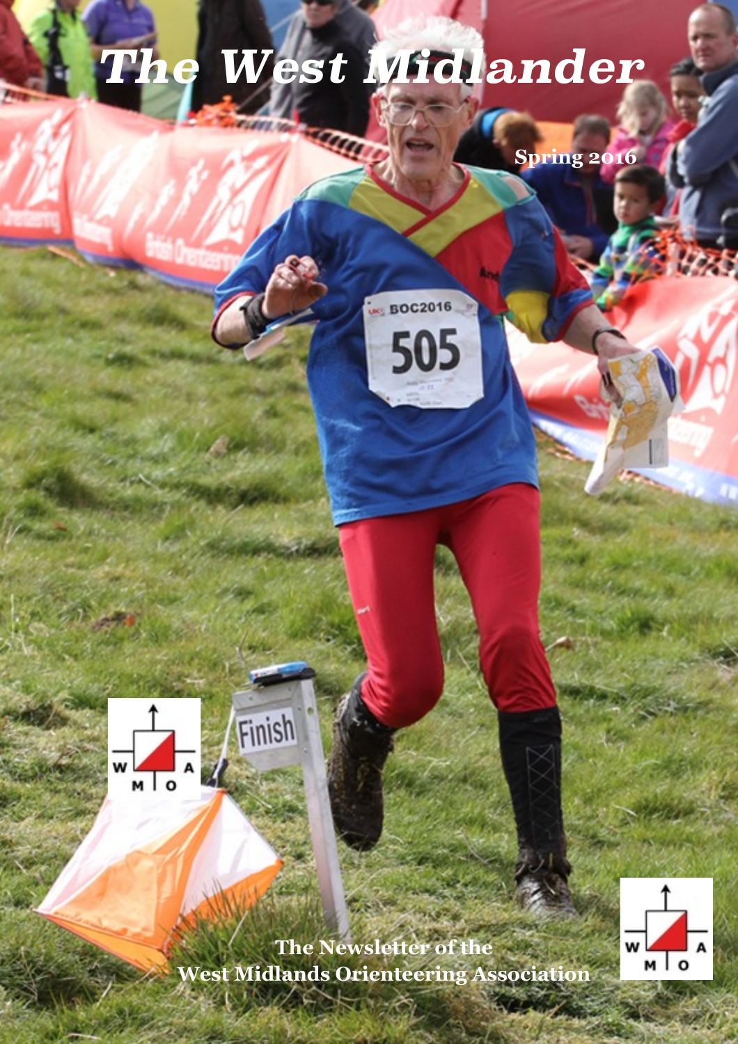# The West Midlander

Spring 2016

The Newsletter of the
West Midlands Orienteering Association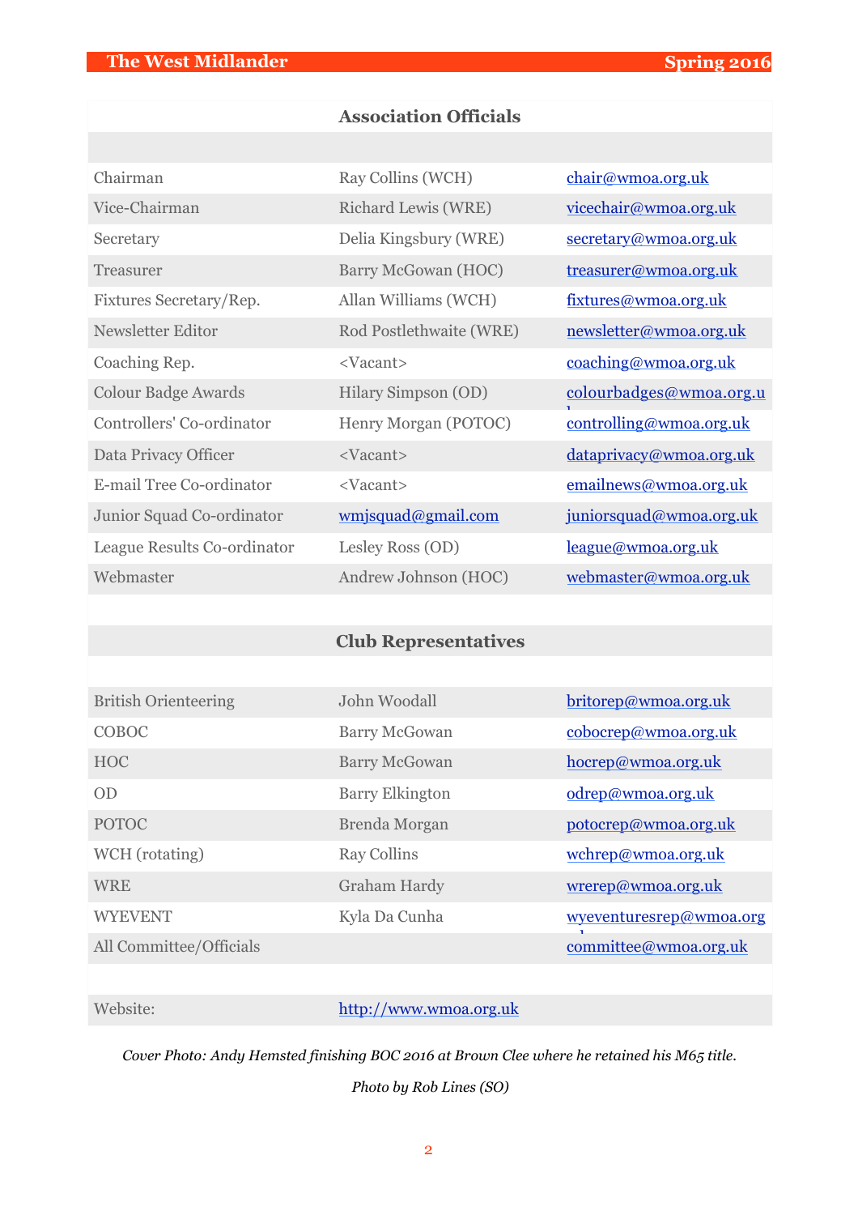## Association Officials

| | | |
|---|---|---|
| Chairman | Ray Collins (WCH) | chair@wmoa.org.uk |
| Vice-Chairman | Richard Lewis (WRE) | vicechair@wmoa.org.uk |
| Secretary | Delia Kingsbury (WRE) | secretary@wmoa.org.uk |
| Treasurer | Barry McGowan (HOC) | treasurer@wmoa.org.uk |
| Fixtures Secretary/Rep. | Allan Williams (WCH) | fixtures@wmoa.org.uk |
| Newsletter Editor | Rod Postlethwaite (WRE) | newsletter@wmoa.org.uk |
| Coaching Rep. | <Vacant> | coaching@wmoa.org.uk |
| Colour Badge Awards | Hilary Simpson (OD) | colourbadges@wmoa.org.uk |
| Controllers' Co-ordinator | Henry Morgan (POTOC) | controlling@wmoa.org.uk |
| Data Privacy Officer | <Vacant> | dataprivacy@wmoa.org.uk |
| E-mail Tree Co-ordinator | <Vacant> | emailnews@wmoa.org.uk |
| Junior Squad Co-ordinator | wmjsquad@gmail.com | juniorsquad@wmoa.org.uk |
| League Results Co-ordinator | Lesley Ross (OD) | league@wmoa.org.uk |
| Webmaster | Andrew Johnson (HOC) | webmaster@wmoa.org.uk |

## Club Representatives

| | | |
|---|---|---|
| British Orienteering | John Woodall | britorep@wmoa.org.uk |
| COBOC | Barry McGowan | cobocrep@wmoa.org.uk |
| HOC | Barry McGowan | hocrep@wmoa.org.uk |
| OD | Barry Elkington | odrep@wmoa.org.uk |
| POTOC | Brenda Morgan | potocrep@wmoa.org.uk |
| WCH (rotating) | Ray Collins | wchrep@wmoa.org.uk |
| WRE | Graham Hardy | wrerep@wmoa.org.uk |
| WYEVENT | Kyla Da Cunha | wyeventuresrep@wmoa.org.uk |
| All Committee/Officials | | committee@wmoa.org.uk |

| | |
|---|---|
| Website: | http://www.wmoa.org.uk |

*Cover Photo: Andy Hemsted finishing BOC 2016 at Brown Clee where he retained his M65 title.*

*Photo by Rob Lines (SO)*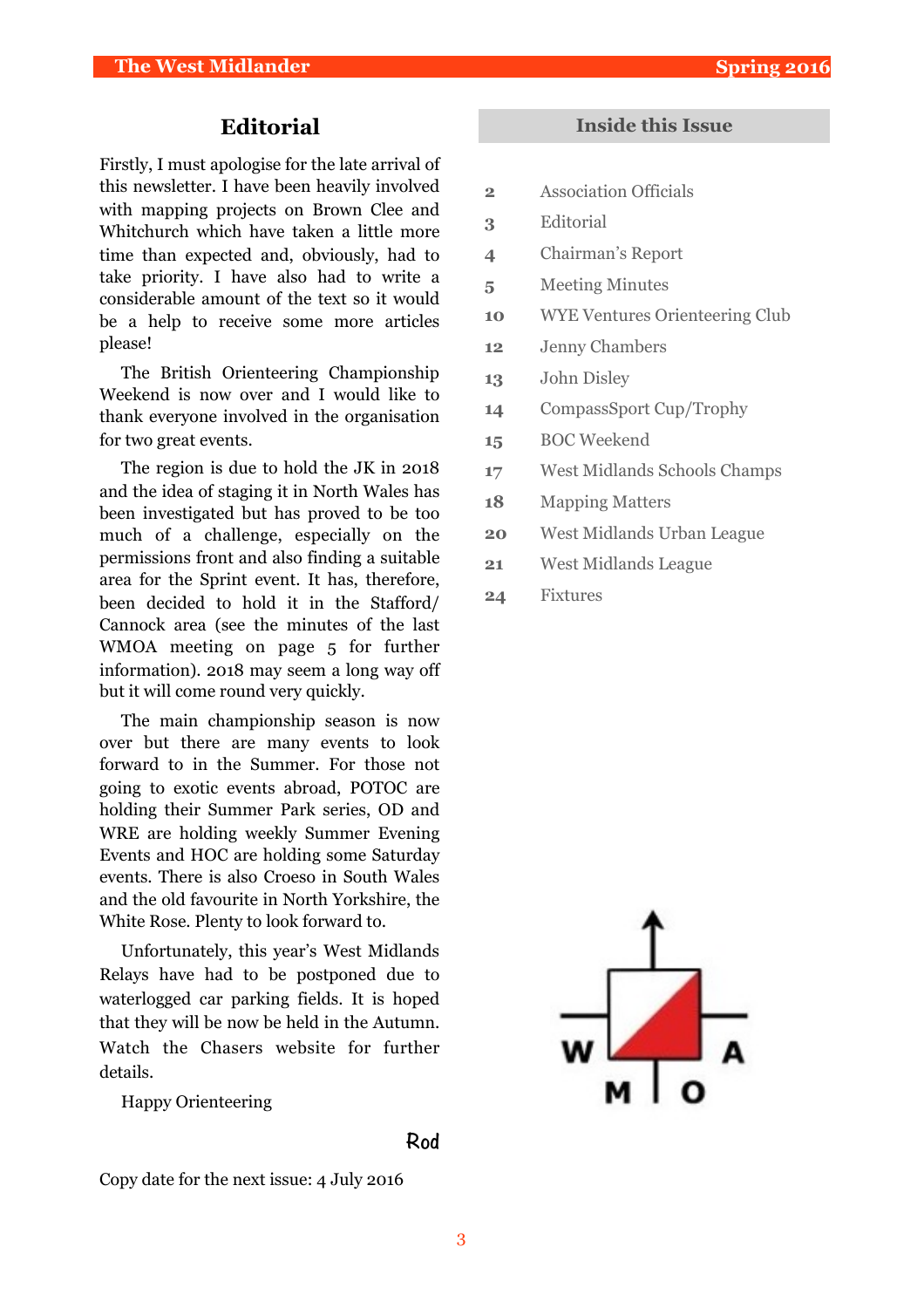## Editorial

Firstly, I must apologise for the late arrival of this newsletter. I have been heavily involved with mapping projects on Brown Clee and Whitchurch which have taken a little more time than expected and, obviously, had to take priority. I have also had to write a considerable amount of the text so it would be a help to receive some more articles please!

The British Orienteering Championship Weekend is now over and I would like to thank everyone involved in the organisation for two great events.

The region is due to hold the JK in 2018 and the idea of staging it in North Wales has been investigated but has proved to be too much of a challenge, especially on the permissions front and also finding a suitable area for the Sprint event. It has, therefore, been decided to hold it in the Stafford/ Cannock area (see the minutes of the last WMOA meeting on page 5 for further information). 2018 may seem a long way off but it will come round very quickly.

The main championship season is now over but there are many events to look forward to in the Summer. For those not going to exotic events abroad, POTOC are holding their Summer Park series, OD and WRE are holding weekly Summer Evening Events and HOC are holding some Saturday events. There is also Croeso in South Wales and the old favourite in North Yorkshire, the White Rose. Plenty to look forward to.

Unfortunately, this year's West Midlands Relays have had to be postponed due to waterlogged car parking fields. It is hoped that they will be now be held in the Autumn. Watch the Chasers website for further details.

Happy Orienteering

Rod

Copy date for the next issue: 4 July 2016

## Inside this Issue

| | |
|---|---|
| 2 | Association Officials |
| 3 | Editorial |
| 4 | Chairman's Report |
| 5 | Meeting Minutes |
| 10 | WYE Ventures Orienteering Club |
| 12 | Jenny Chambers |
| 13 | John Disley |
| 14 | CompassSport Cup/Trophy |
| 15 | BOC Weekend |
| 17 | West Midlands Schools Champs |
| 18 | Mapping Matters |
| 20 | West Midlands Urban League |
| 21 | West Midlands League |
| 24 | Fixtures |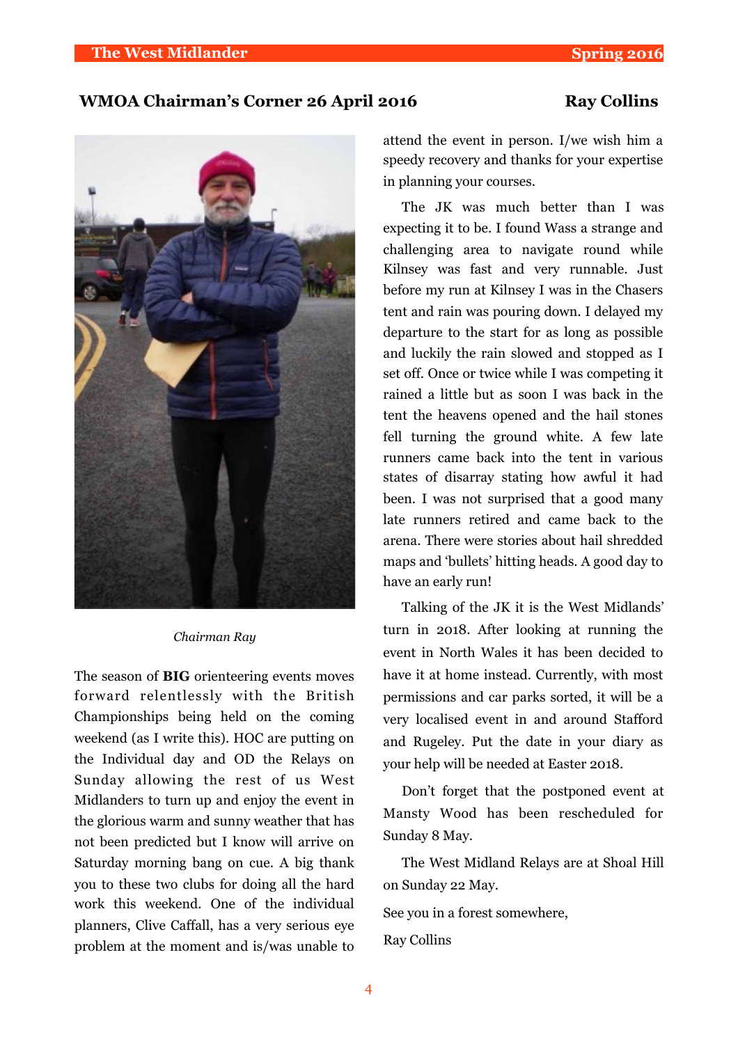## WMOA Chairman's Corner 26 April 2016 — Ray Collins

*Chairman Ray*

The season of **BIG** orienteering events moves forward relentlessly with the British Championships being held on the coming weekend (as I write this). HOC are putting on the Individual day and OD the Relays on Sunday allowing the rest of us West Midlanders to turn up and enjoy the event in the glorious warm and sunny weather that has not been predicted but I know will arrive on Saturday morning bang on cue. A big thank you to these two clubs for doing all the hard work this weekend. One of the individual planners, Clive Caffall, has a very serious eye problem at the moment and is/was unable to attend the event in person. I/we wish him a speedy recovery and thanks for your expertise in planning your courses.

The JK was much better than I was expecting it to be. I found Wass a strange and challenging area to navigate round while Kilnsey was fast and very runnable. Just before my run at Kilnsey I was in the Chasers tent and rain was pouring down. I delayed my departure to the start for as long as possible and luckily the rain slowed and stopped as I set off. Once or twice while I was competing it rained a little but as soon I was back in the tent the heavens opened and the hail stones fell turning the ground white. A few late runners came back into the tent in various states of disarray stating how awful it had been. I was not surprised that a good many late runners retired and came back to the arena. There were stories about hail shredded maps and 'bullets' hitting heads. A good day to have an early run!

Talking of the JK it is the West Midlands' turn in 2018. After looking at running the event in North Wales it has been decided to have it at home instead. Currently, with most permissions and car parks sorted, it will be a very localised event in and around Stafford and Rugeley. Put the date in your diary as your help will be needed at Easter 2018.

Don't forget that the postponed event at Mansty Wood has been rescheduled for Sunday 8 May.

The West Midland Relays are at Shoal Hill on Sunday 22 May.

See you in a forest somewhere,

Ray Collins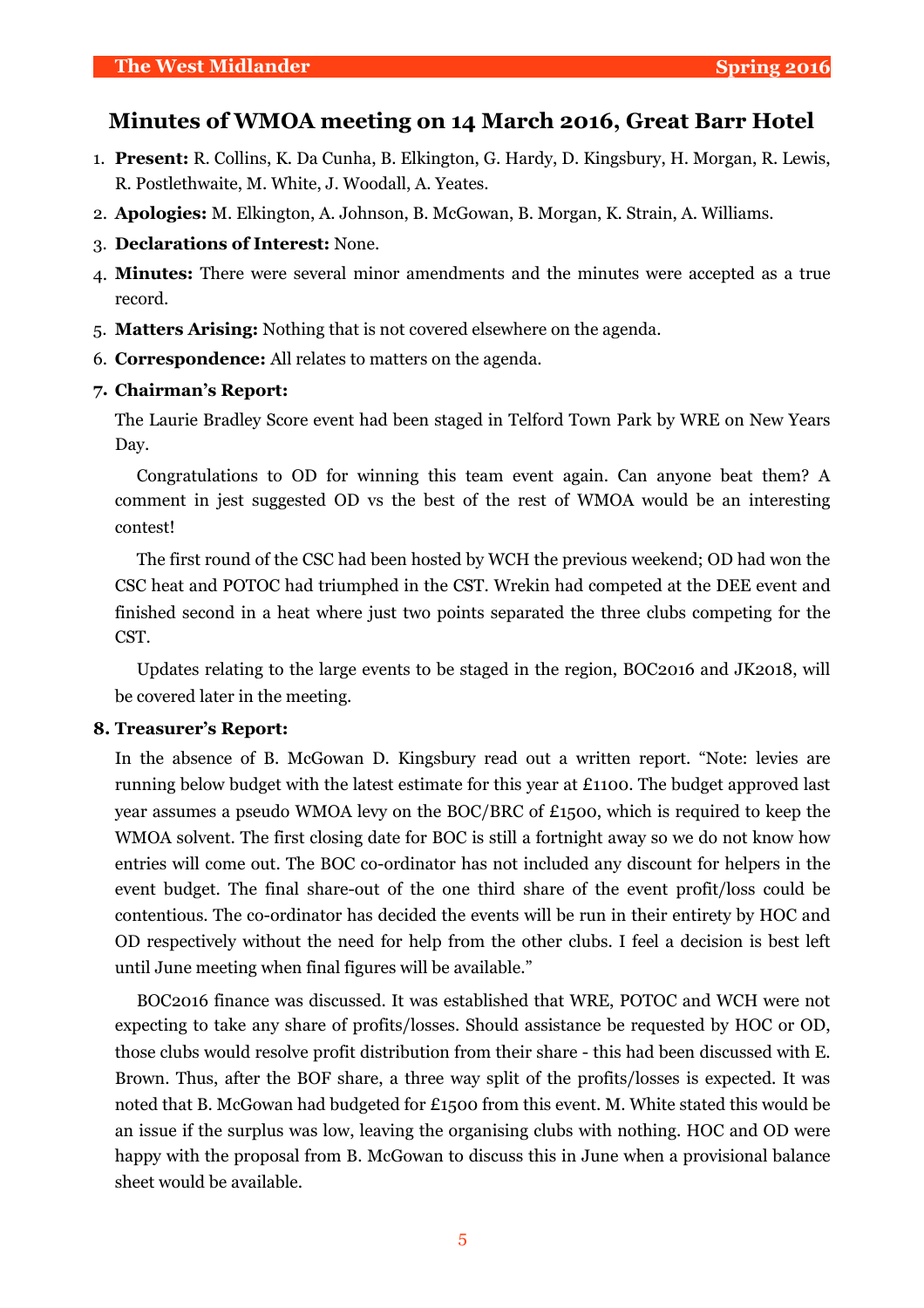## Minutes of WMOA meeting on 14 March 2016, Great Barr Hotel

1. **Present:** R. Collins, K. Da Cunha, B. Elkington, G. Hardy, D. Kingsbury, H. Morgan, R. Lewis, R. Postlethwaite, M. White, J. Woodall, A. Yeates.
2. **Apologies:** M. Elkington, A. Johnson, B. McGowan, B. Morgan, K. Strain, A. Williams.
3. **Declarations of Interest:** None.
4. **Minutes:** There were several minor amendments and the minutes were accepted as a true record.
5. **Matters Arising:** Nothing that is not covered elsewhere on the agenda.
6. **Correspondence:** All relates to matters on the agenda.
7. **Chairman's Report:**

   The Laurie Bradley Score event had been staged in Telford Town Park by WRE on New Years Day.

   Congratulations to OD for winning this team event again. Can anyone beat them? A comment in jest suggested OD vs the best of the rest of WMOA would be an interesting contest!

   The first round of the CSC had been hosted by WCH the previous weekend; OD had won the CSC heat and POTOC had triumphed in the CST. Wrekin had competed at the DEE event and finished second in a heat where just two points separated the three clubs competing for the CST.

   Updates relating to the large events to be staged in the region, BOC2016 and JK2018, will be covered later in the meeting.

8. **Treasurer's Report:**

   In the absence of B. McGowan D. Kingsbury read out a written report. "Note: levies are running below budget with the latest estimate for this year at £1100. The budget approved last year assumes a pseudo WMOA levy on the BOC/BRC of £1500, which is required to keep the WMOA solvent. The first closing date for BOC is still a fortnight away so we do not know how entries will come out. The BOC co-ordinator has not included any discount for helpers in the event budget. The final share-out of the one third share of the event profit/loss could be contentious. The co-ordinator has decided the events will be run in their entirety by HOC and OD respectively without the need for help from the other clubs. I feel a decision is best left until June meeting when final figures will be available."

   BOC2016 finance was discussed. It was established that WRE, POTOC and WCH were not expecting to take any share of profits/losses. Should assistance be requested by HOC or OD, those clubs would resolve profit distribution from their share - this had been discussed with E. Brown. Thus, after the BOF share, a three way split of the profits/losses is expected. It was noted that B. McGowan had budgeted for £1500 from this event. M. White stated this would be an issue if the surplus was low, leaving the organising clubs with nothing. HOC and OD were happy with the proposal from B. McGowan to discuss this in June when a provisional balance sheet would be available.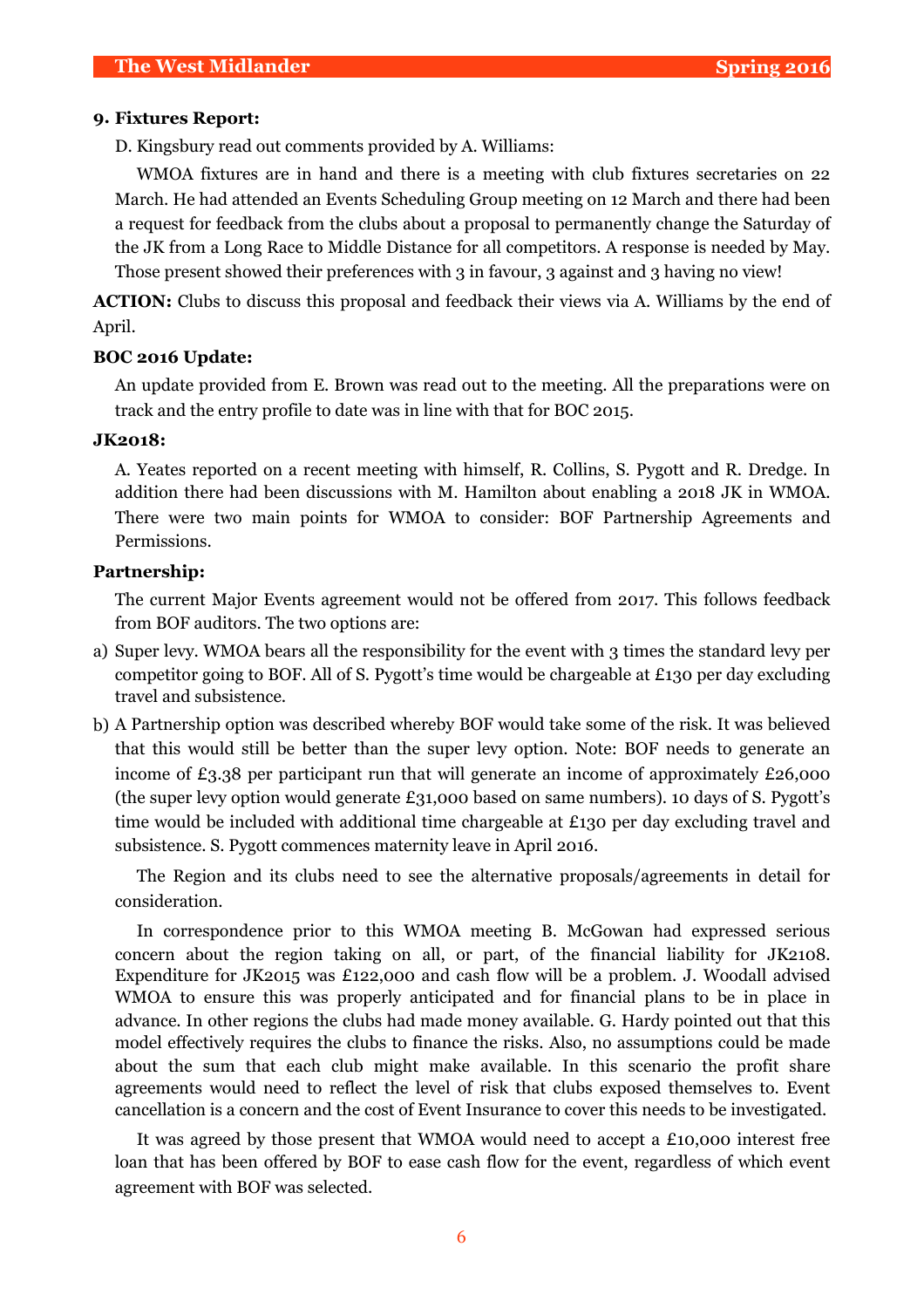**9. Fixtures Report:**

D. Kingsbury read out comments provided by A. Williams:

WMOA fixtures are in hand and there is a meeting with club fixtures secretaries on 22 March. He had attended an Events Scheduling Group meeting on 12 March and there had been a request for feedback from the clubs about a proposal to permanently change the Saturday of the JK from a Long Race to Middle Distance for all competitors. A response is needed by May. Those present showed their preferences with 3 in favour, 3 against and 3 having no view!

**ACTION:** Clubs to discuss this proposal and feedback their views via A. Williams by the end of April.

**BOC 2016 Update:**

An update provided from E. Brown was read out to the meeting. All the preparations were on track and the entry profile to date was in line with that for BOC 2015.

**JK2018:**

A. Yeates reported on a recent meeting with himself, R. Collins, S. Pygott and R. Dredge. In addition there had been discussions with M. Hamilton about enabling a 2018 JK in WMOA. There were two main points for WMOA to consider: BOF Partnership Agreements and Permissions.

**Partnership:**

The current Major Events agreement would not be offered from 2017. This follows feedback from BOF auditors. The two options are:

a) Super levy. WMOA bears all the responsibility for the event with 3 times the standard levy per competitor going to BOF. All of S. Pygott's time would be chargeable at £130 per day excluding travel and subsistence.

b) A Partnership option was described whereby BOF would take some of the risk. It was believed that this would still be better than the super levy option. Note: BOF needs to generate an income of £3.38 per participant run that will generate an income of approximately £26,000 (the super levy option would generate £31,000 based on same numbers). 10 days of S. Pygott's time would be included with additional time chargeable at £130 per day excluding travel and subsistence. S. Pygott commences maternity leave in April 2016.

The Region and its clubs need to see the alternative proposals/agreements in detail for consideration.

In correspondence prior to this WMOA meeting B. McGowan had expressed serious concern about the region taking on all, or part, of the financial liability for JK2108. Expenditure for JK2015 was £122,000 and cash flow will be a problem. J. Woodall advised WMOA to ensure this was properly anticipated and for financial plans to be in place in advance. In other regions the clubs had made money available. G. Hardy pointed out that this model effectively requires the clubs to finance the risks. Also, no assumptions could be made about the sum that each club might make available. In this scenario the profit share agreements would need to reflect the level of risk that clubs exposed themselves to. Event cancellation is a concern and the cost of Event Insurance to cover this needs to be investigated.

It was agreed by those present that WMOA would need to accept a £10,000 interest free loan that has been offered by BOF to ease cash flow for the event, regardless of which event agreement with BOF was selected.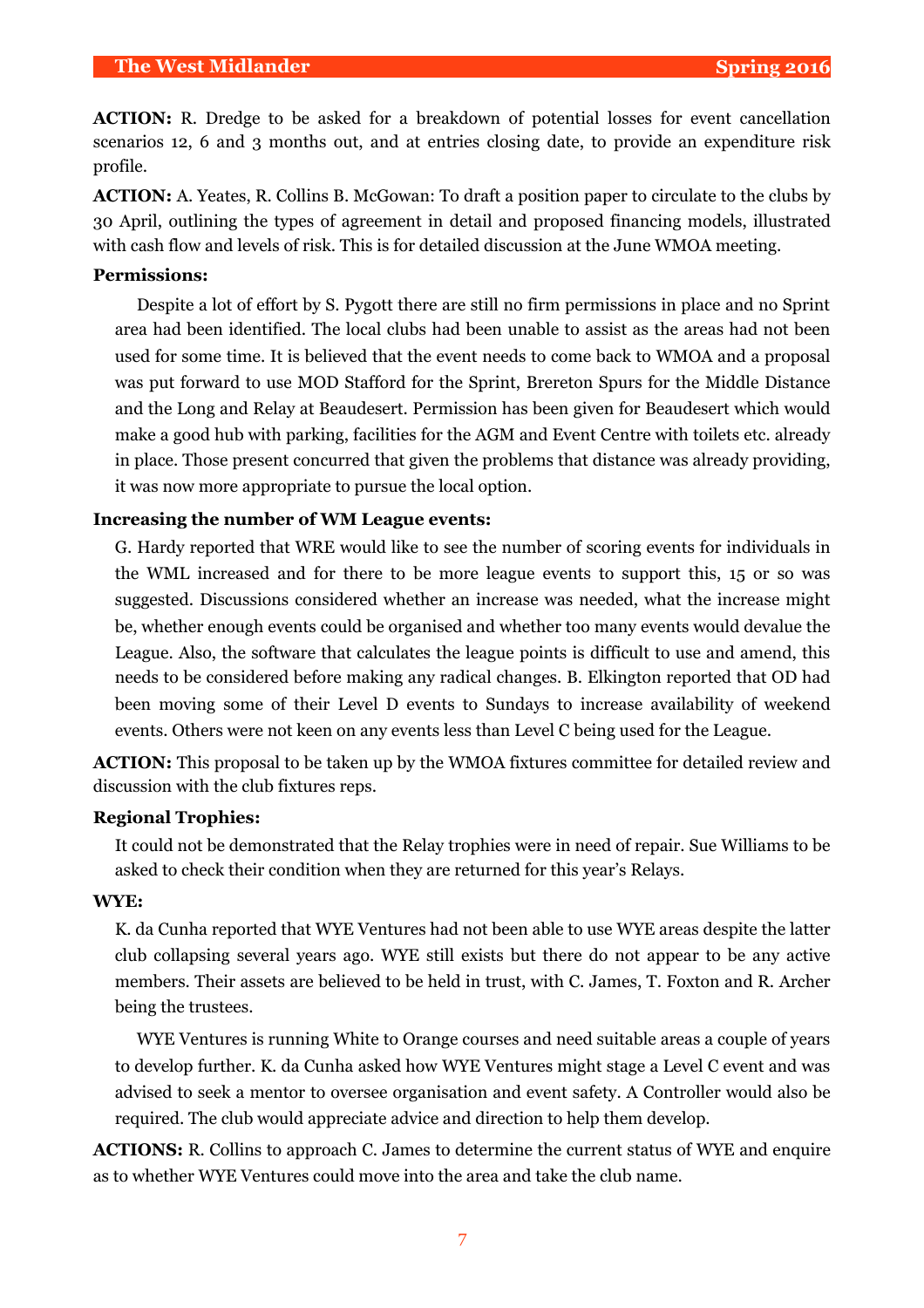**ACTION:** R. Dredge to be asked for a breakdown of potential losses for event cancellation scenarios 12, 6 and 3 months out, and at entries closing date, to provide an expenditure risk profile.

**ACTION:** A. Yeates, R. Collins B. McGowan: To draft a position paper to circulate to the clubs by 30 April, outlining the types of agreement in detail and proposed financing models, illustrated with cash flow and levels of risk. This is for detailed discussion at the June WMOA meeting.

**Permissions:**

Despite a lot of effort by S. Pygott there are still no firm permissions in place and no Sprint area had been identified. The local clubs had been unable to assist as the areas had not been used for some time. It is believed that the event needs to come back to WMOA and a proposal was put forward to use MOD Stafford for the Sprint, Brereton Spurs for the Middle Distance and the Long and Relay at Beaudesert. Permission has been given for Beaudesert which would make a good hub with parking, facilities for the AGM and Event Centre with toilets etc. already in place. Those present concurred that given the problems that distance was already providing, it was now more appropriate to pursue the local option.

**Increasing the number of WM League events:**

G. Hardy reported that WRE would like to see the number of scoring events for individuals in the WML increased and for there to be more league events to support this, 15 or so was suggested. Discussions considered whether an increase was needed, what the increase might be, whether enough events could be organised and whether too many events would devalue the League. Also, the software that calculates the league points is difficult to use and amend, this needs to be considered before making any radical changes. B. Elkington reported that OD had been moving some of their Level D events to Sundays to increase availability of weekend events. Others were not keen on any events less than Level C being used for the League.

**ACTION:** This proposal to be taken up by the WMOA fixtures committee for detailed review and discussion with the club fixtures reps.

**Regional Trophies:**

It could not be demonstrated that the Relay trophies were in need of repair. Sue Williams to be asked to check their condition when they are returned for this year's Relays.

**WYE:**

K. da Cunha reported that WYE Ventures had not been able to use WYE areas despite the latter club collapsing several years ago. WYE still exists but there do not appear to be any active members. Their assets are believed to be held in trust, with C. James, T. Foxton and R. Archer being the trustees.

WYE Ventures is running White to Orange courses and need suitable areas a couple of years to develop further. K. da Cunha asked how WYE Ventures might stage a Level C event and was advised to seek a mentor to oversee organisation and event safety. A Controller would also be required. The club would appreciate advice and direction to help them develop.

**ACTIONS:** R. Collins to approach C. James to determine the current status of WYE and enquire as to whether WYE Ventures could move into the area and take the club name.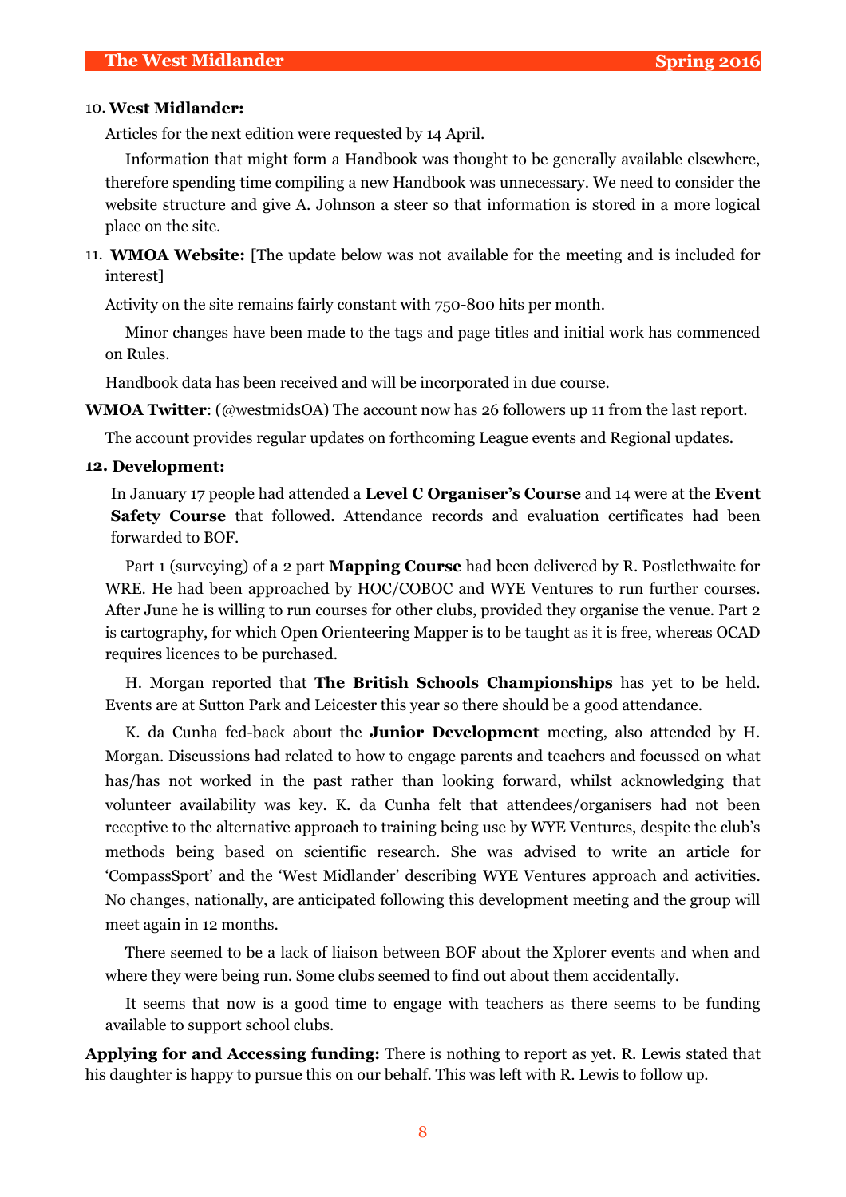10. **West Midlander:**

Articles for the next edition were requested by 14 April.

Information that might form a Handbook was thought to be generally available elsewhere, therefore spending time compiling a new Handbook was unnecessary. We need to consider the website structure and give A. Johnson a steer so that information is stored in a more logical place on the site.

11. **WMOA Website:** [The update below was not available for the meeting and is included for interest]

Activity on the site remains fairly constant with 750-800 hits per month.

Minor changes have been made to the tags and page titles and initial work has commenced on Rules.

Handbook data has been received and will be incorporated in due course.

**WMOA Twitter**: (@westmidsOA) The account now has 26 followers up 11 from the last report.

The account provides regular updates on forthcoming League events and Regional updates.

**12. Development:**

In January 17 people had attended a **Level C Organiser's Course** and 14 were at the **Event Safety Course** that followed. Attendance records and evaluation certificates had been forwarded to BOF.

Part 1 (surveying) of a 2 part **Mapping Course** had been delivered by R. Postlethwaite for WRE. He had been approached by HOC/COBOC and WYE Ventures to run further courses. After June he is willing to run courses for other clubs, provided they organise the venue. Part 2 is cartography, for which Open Orienteering Mapper is to be taught as it is free, whereas OCAD requires licences to be purchased.

H. Morgan reported that **The British Schools Championships** has yet to be held. Events are at Sutton Park and Leicester this year so there should be a good attendance.

K. da Cunha fed-back about the **Junior Development** meeting, also attended by H. Morgan. Discussions had related to how to engage parents and teachers and focussed on what has/has not worked in the past rather than looking forward, whilst acknowledging that volunteer availability was key. K. da Cunha felt that attendees/organisers had not been receptive to the alternative approach to training being use by WYE Ventures, despite the club's methods being based on scientific research. She was advised to write an article for 'CompassSport' and the 'West Midlander' describing WYE Ventures approach and activities. No changes, nationally, are anticipated following this development meeting and the group will meet again in 12 months.

There seemed to be a lack of liaison between BOF about the Xplorer events and when and where they were being run. Some clubs seemed to find out about them accidentally.

It seems that now is a good time to engage with teachers as there seems to be funding available to support school clubs.

**Applying for and Accessing funding:** There is nothing to report as yet. R. Lewis stated that his daughter is happy to pursue this on our behalf. This was left with R. Lewis to follow up.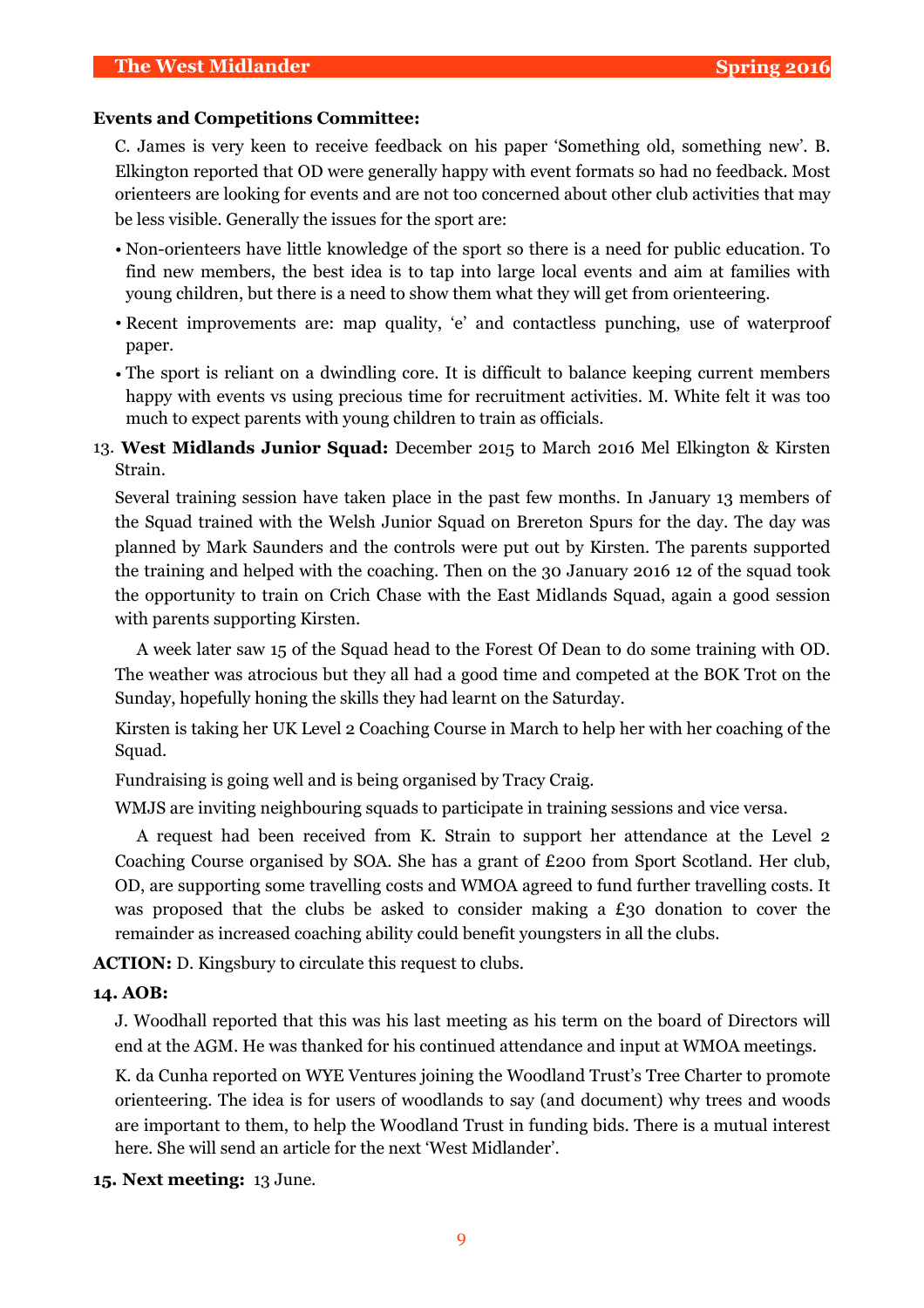**Events and Competitions Committee:**

C. James is very keen to receive feedback on his paper 'Something old, something new'. B. Elkington reported that OD were generally happy with event formats so had no feedback. Most orienteers are looking for events and are not too concerned about other club activities that may be less visible. Generally the issues for the sport are:

- Non-orienteers have little knowledge of the sport so there is a need for public education. To find new members, the best idea is to tap into large local events and aim at families with young children, but there is a need to show them what they will get from orienteering.
- Recent improvements are: map quality, 'e' and contactless punching, use of waterproof paper.
- The sport is reliant on a dwindling core. It is difficult to balance keeping current members happy with events vs using precious time for recruitment activities. M. White felt it was too much to expect parents with young children to train as officials.

13. **West Midlands Junior Squad:** December 2015 to March 2016 Mel Elkington & Kirsten Strain.

Several training session have taken place in the past few months. In January 13 members of the Squad trained with the Welsh Junior Squad on Brereton Spurs for the day. The day was planned by Mark Saunders and the controls were put out by Kirsten. The parents supported the training and helped with the coaching. Then on the 30 January 2016 12 of the squad took the opportunity to train on Crich Chase with the East Midlands Squad, again a good session with parents supporting Kirsten.

A week later saw 15 of the Squad head to the Forest Of Dean to do some training with OD. The weather was atrocious but they all had a good time and competed at the BOK Trot on the Sunday, hopefully honing the skills they had learnt on the Saturday.

Kirsten is taking her UK Level 2 Coaching Course in March to help her with her coaching of the Squad.

Fundraising is going well and is being organised by Tracy Craig.

WMJS are inviting neighbouring squads to participate in training sessions and vice versa.

A request had been received from K. Strain to support her attendance at the Level 2 Coaching Course organised by SOA. She has a grant of £200 from Sport Scotland. Her club, OD, are supporting some travelling costs and WMOA agreed to fund further travelling costs. It was proposed that the clubs be asked to consider making a £30 donation to cover the remainder as increased coaching ability could benefit youngsters in all the clubs.

**ACTION:** D. Kingsbury to circulate this request to clubs.

**14. AOB:**

J. Woodhall reported that this was his last meeting as his term on the board of Directors will end at the AGM. He was thanked for his continued attendance and input at WMOA meetings.

K. da Cunha reported on WYE Ventures joining the Woodland Trust's Tree Charter to promote orienteering. The idea is for users of woodlands to say (and document) why trees and woods are important to them, to help the Woodland Trust in funding bids. There is a mutual interest here. She will send an article for the next 'West Midlander'.

**15. Next meeting:** 13 June.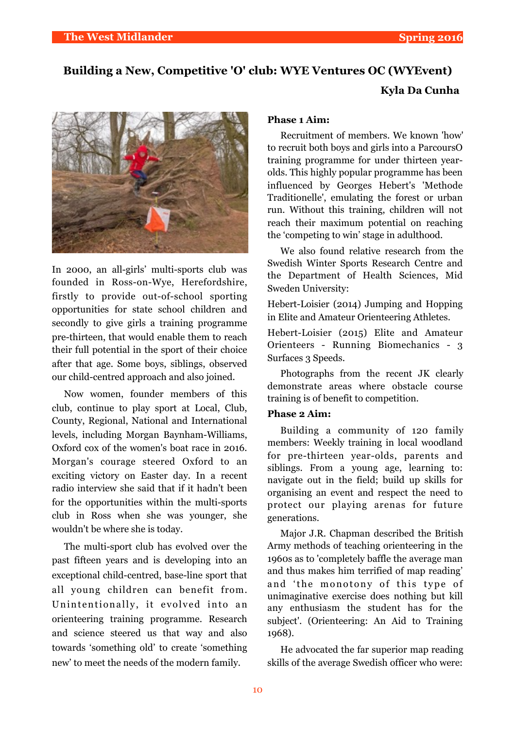## Building a New, Competitive 'O' club: WYE Ventures OC (WYEvent)

**Kyla Da Cunha**

In 2000, an all-girls' multi-sports club was founded in Ross-on-Wye, Herefordshire, firstly to provide out-of-school sporting opportunities for state school children and secondly to give girls a training programme pre-thirteen, that would enable them to reach their full potential in the sport of their choice after that age. Some boys, siblings, observed our child-centred approach and also joined.

Now women, founder members of this club, continue to play sport at Local, Club, County, Regional, National and International levels, including Morgan Baynham-Williams, Oxford cox of the women's boat race in 2016. Morgan's courage steered Oxford to an exciting victory on Easter day. In a recent radio interview she said that if it hadn't been for the opportunities within the multi-sports club in Ross when she was younger, she wouldn't be where she is today.

The multi-sport club has evolved over the past fifteen years and is developing into an exceptional child-centred, base-line sport that all young children can benefit from. Unintentionally, it evolved into an orienteering training programme. Research and science steered us that way and also towards 'something old' to create 'something new' to meet the needs of the modern family.

**Phase 1 Aim:**

Recruitment of members. We known 'how' to recruit both boys and girls into a ParcoursO training programme for under thirteen year-olds. This highly popular programme has been influenced by Georges Hebert's 'Methode Traditionelle', emulating the forest or urban run. Without this training, children will not reach their maximum potential on reaching the 'competing to win' stage in adulthood.

We also found relative research from the Swedish Winter Sports Research Centre and the Department of Health Sciences, Mid Sweden University:

Hebert-Loisier (2014) Jumping and Hopping in Elite and Amateur Orienteering Athletes.

Hebert-Loisier (2015) Elite and Amateur Orienteers - Running Biomechanics - 3 Surfaces 3 Speeds.

Photographs from the recent JK clearly demonstrate areas where obstacle course training is of benefit to competition.

**Phase 2 Aim:**

Building a community of 120 family members: Weekly training in local woodland for pre-thirteen year-olds, parents and siblings. From a young age, learning to: navigate out in the field; build up skills for organising an event and respect the need to protect our playing arenas for future generations.

Major J.R. Chapman described the British Army methods of teaching orienteering in the 1960s as to 'completely baffle the average man and thus makes him terrified of map reading' and 'the monotony of this type of unimaginative exercise does nothing but kill any enthusiasm the student has for the subject'. (Orienteering: An Aid to Training 1968).

He advocated the far superior map reading skills of the average Swedish officer who were: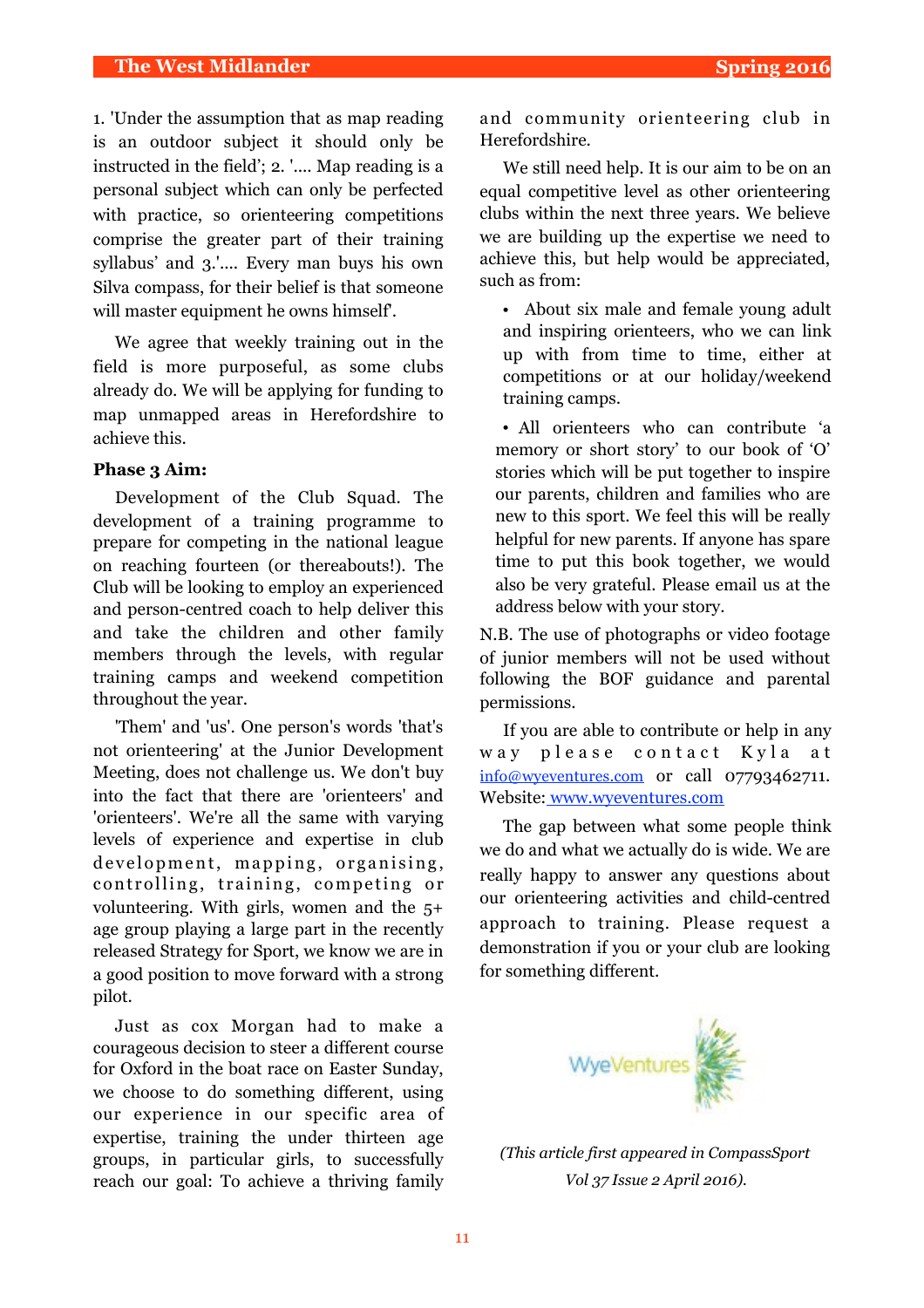1. 'Under the assumption that as map reading is an outdoor subject it should only be instructed in the field'; 2. '.... Map reading is a personal subject which can only be perfected with practice, so orienteering competitions comprise the greater part of their training syllabus' and 3.'.... Every man buys his own Silva compass, for their belief is that someone will master equipment he owns himself'.

We agree that weekly training out in the field is more purposeful, as some clubs already do. We will be applying for funding to map unmapped areas in Herefordshire to achieve this.

**Phase 3 Aim:**

Development of the Club Squad. The development of a training programme to prepare for competing in the national league on reaching fourteen (or thereabouts!). The Club will be looking to employ an experienced and person-centred coach to help deliver this and take the children and other family members through the levels, with regular training camps and weekend competition throughout the year.

'Them' and 'us'. One person's words 'that's not orienteering' at the Junior Development Meeting, does not challenge us. We don't buy into the fact that there are 'orienteers' and 'orienteers'. We're all the same with varying levels of experience and expertise in club development, mapping, organising, controlling, training, competing or volunteering. With girls, women and the 5+ age group playing a large part in the recently released Strategy for Sport, we know we are in a good position to move forward with a strong pilot.

Just as cox Morgan had to make a courageous decision to steer a different course for Oxford in the boat race on Easter Sunday, we choose to do something different, using our experience in our specific area of expertise, training the under thirteen age groups, in particular girls, to successfully reach our goal: To achieve a thriving family and community orienteering club in Herefordshire.

We still need help. It is our aim to be on an equal competitive level as other orienteering clubs within the next three years. We believe we are building up the expertise we need to achieve this, but help would be appreciated, such as from:

- About six male and female young adult and inspiring orienteers, who we can link up with from time to time, either at competitions or at our holiday/weekend training camps.
- All orienteers who can contribute 'a memory or short story' to our book of 'O' stories which will be put together to inspire our parents, children and families who are new to this sport. We feel this will be really helpful for new parents. If anyone has spare time to put this book together, we would also be very grateful. Please email us at the address below with your story.

N.B. The use of photographs or video footage of junior members will not be used without following the BOF guidance and parental permissions.

If you are able to contribute or help in any way please contact Kyla at info@wyeventures.com or call 07793462711. Website: www.wyeventures.com

The gap between what some people think we do and what we actually do is wide. We are really happy to answer any questions about our orienteering activities and child-centred approach to training. Please request a demonstration if you or your club are looking for something different.

WyeVentures

*(This article first appeared in CompassSport Vol 37 Issue 2 April 2016).*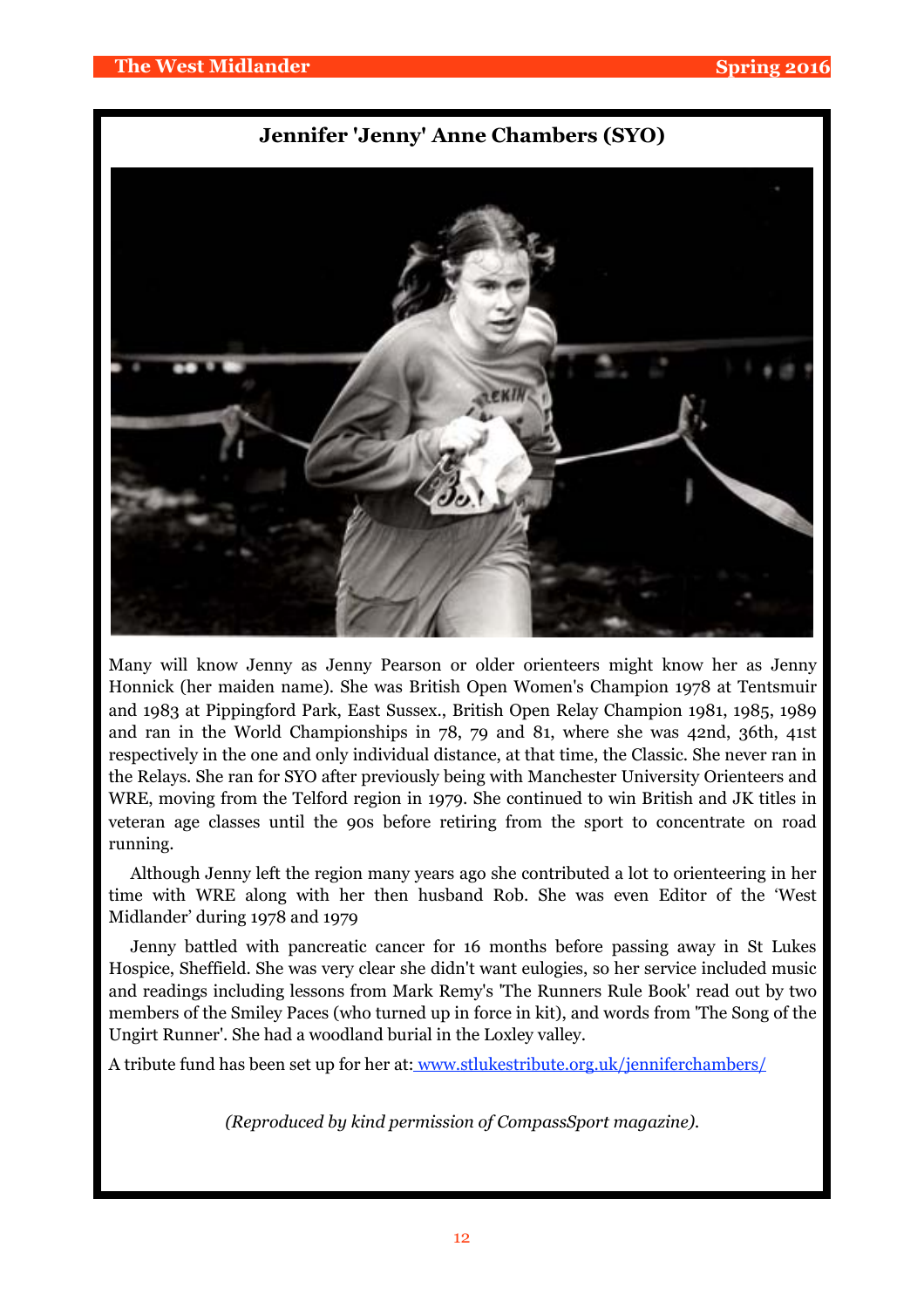## Jennifer 'Jenny' Anne Chambers (SYO)

Many will know Jenny as Jenny Pearson or older orienteers might know her as Jenny Honnick (her maiden name). She was British Open Women's Champion 1978 at Tentsmuir and 1983 at Pippingford Park, East Sussex., British Open Relay Champion 1981, 1985, 1989 and ran in the World Championships in 78, 79 and 81, where she was 42nd, 36th, 41st respectively in the one and only individual distance, at that time, the Classic. She never ran in the Relays. She ran for SYO after previously being with Manchester University Orienteers and WRE, moving from the Telford region in 1979. She continued to win British and JK titles in veteran age classes until the 90s before retiring from the sport to concentrate on road running.

Although Jenny left the region many years ago she contributed a lot to orienteering in her time with WRE along with her then husband Rob. She was even Editor of the 'West Midlander' during 1978 and 1979

Jenny battled with pancreatic cancer for 16 months before passing away in St Lukes Hospice, Sheffield. She was very clear she didn't want eulogies, so her service included music and readings including lessons from Mark Remy's 'The Runners Rule Book' read out by two members of the Smiley Paces (who turned up in force in kit), and words from 'The Song of the Ungirt Runner'. She had a woodland burial in the Loxley valley.

A tribute fund has been set up for her at: www.stlukestribute.org.uk/jenniferchambers/

*(Reproduced by kind permission of CompassSport magazine).*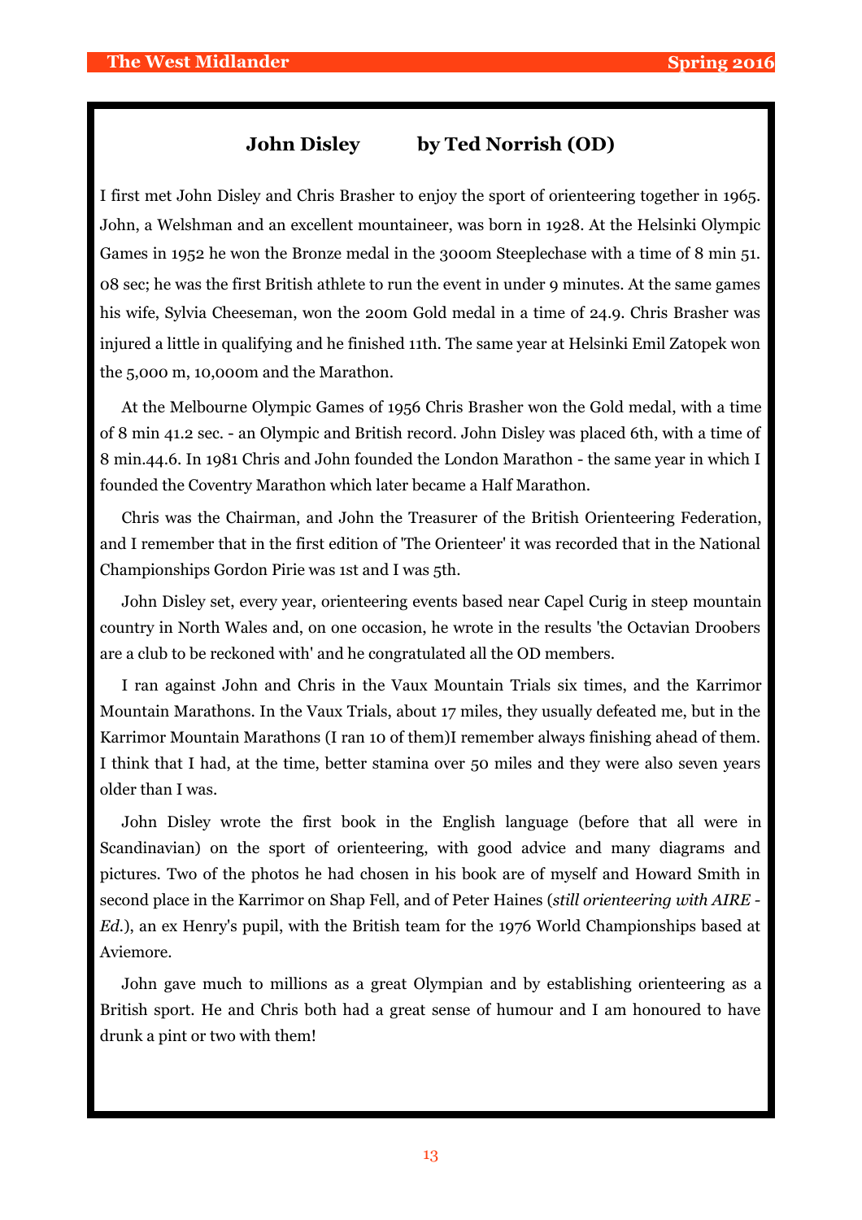## John Disley by Ted Norrish (OD)

I first met John Disley and Chris Brasher to enjoy the sport of orienteering together in 1965. John, a Welshman and an excellent mountaineer, was born in 1928. At the Helsinki Olympic Games in 1952 he won the Bronze medal in the 3000m Steeplechase with a time of 8 min 51. 08 sec; he was the first British athlete to run the event in under 9 minutes. At the same games his wife, Sylvia Cheeseman, won the 200m Gold medal in a time of 24.9. Chris Brasher was injured a little in qualifying and he finished 11th. The same year at Helsinki Emil Zatopek won the 5,000 m, 10,000m and the Marathon.

At the Melbourne Olympic Games of 1956 Chris Brasher won the Gold medal, with a time of 8 min 41.2 sec. - an Olympic and British record. John Disley was placed 6th, with a time of 8 min.44.6. In 1981 Chris and John founded the London Marathon - the same year in which I founded the Coventry Marathon which later became a Half Marathon.

Chris was the Chairman, and John the Treasurer of the British Orienteering Federation, and I remember that in the first edition of 'The Orienteer' it was recorded that in the National Championships Gordon Pirie was 1st and I was 5th.

John Disley set, every year, orienteering events based near Capel Curig in steep mountain country in North Wales and, on one occasion, he wrote in the results 'the Octavian Droobers are a club to be reckoned with' and he congratulated all the OD members.

I ran against John and Chris in the Vaux Mountain Trials six times, and the Karrimor Mountain Marathons. In the Vaux Trials, about 17 miles, they usually defeated me, but in the Karrimor Mountain Marathons (I ran 10 of them)I remember always finishing ahead of them. I think that I had, at the time, better stamina over 50 miles and they were also seven years older than I was.

John Disley wrote the first book in the English language (before that all were in Scandinavian) on the sport of orienteering, with good advice and many diagrams and pictures. Two of the photos he had chosen in his book are of myself and Howard Smith in second place in the Karrimor on Shap Fell, and of Peter Haines (*still orienteering with AIRE - Ed.*), an ex Henry's pupil, with the British team for the 1976 World Championships based at Aviemore.

John gave much to millions as a great Olympian and by establishing orienteering as a British sport. He and Chris both had a great sense of humour and I am honoured to have drunk a pint or two with them!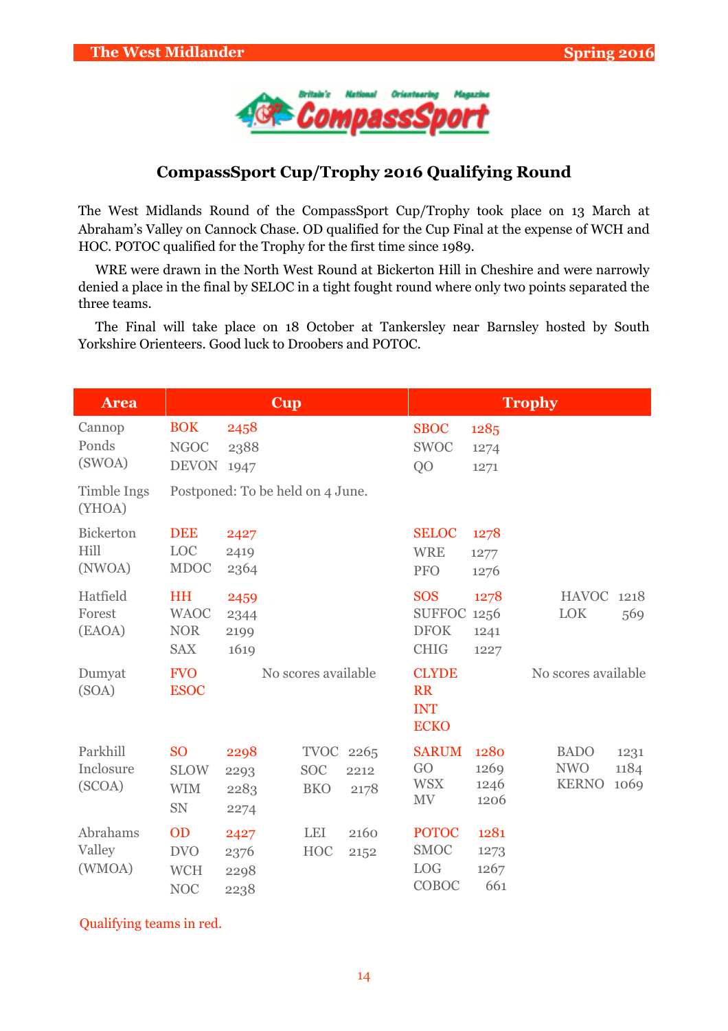## CompassSport Cup/Trophy 2016 Qualifying Round

The West Midlands Round of the CompassSport Cup/Trophy took place on 13 March at Abraham's Valley on Cannock Chase. OD qualified for the Cup Final at the expense of WCH and HOC. POTOC qualified for the Trophy for the first time since 1989.

WRE were drawn in the North West Round at Bickerton Hill in Cheshire and were narrowly denied a place in the final by SELOC in a tight fought round where only two points separated the three teams.

The Final will take place on 18 October at Tankersley near Barnsley hosted by South Yorkshire Orienteers. Good luck to Droobers and POTOC.

| Area | Cup | | | | Trophy | | | |
|---|---|---|---|---|---|---|---|---|
| Cannop Ponds (SWOA) | **BOK** | **2458** | | | **SBOC** | **1285** | | |
| | NGOC | 2388 | | | SWOC | 1274 | | |
| | DEVON | 1947 | | | QO | 1271 | | |
| Timble Ings (YHOA) | Postponed: To be held on 4 June. | | | | | | | |
| Bickerton Hill (NWOA) | **DEE** | **2427** | | | **SELOC** | **1278** | | |
| | LOC | 2419 | | | WRE | 1277 | | |
| | MDOC | 2364 | | | PFO | 1276 | | |
| Hatfield Forest (EAOA) | **HH** | **2459** | | | **SOS** | **1278** | HAVOC | 1218 |
| | WAOC | 2344 | | | SUFFOC | 1256 | LOK | 569 |
| | NOR | 2199 | | | DFOK | 1241 | | |
| | SAX | 1619 | | | CHIG | 1227 | | |
| Dumyat (SOA) | **FVO** | | No scores available | | **CLYDE** | | No scores available | |
| | **ESOC** | | | | **RR** | | | |
| | | | | | **INT** | | | |
| | | | | | **ECKO** | | | |
| Parkhill Inclosure (SCOA) | **SO** | **2298** | TVOC | 2265 | **SARUM** | **1280** | BADO | 1231 |
| | SLOW | 2293 | SOC | 2212 | GO | 1269 | NWO | 1184 |
| | WIM | 2283 | BKO | 2178 | WSX | 1246 | KERNO | 1069 |
| | SN | 2274 | | | MV | 1206 | | |
| Abrahams Valley (WMOA) | **OD** | **2427** | LEI | 2160 | **POTOC** | **1281** | | |
| | DVO | 2376 | HOC | 2152 | SMOC | 1273 | | |
| | WCH | 2298 | | | LOG | 1267 | | |
| | NOC | 2238 | | | COBOC | 661 | | |

Qualifying teams in red.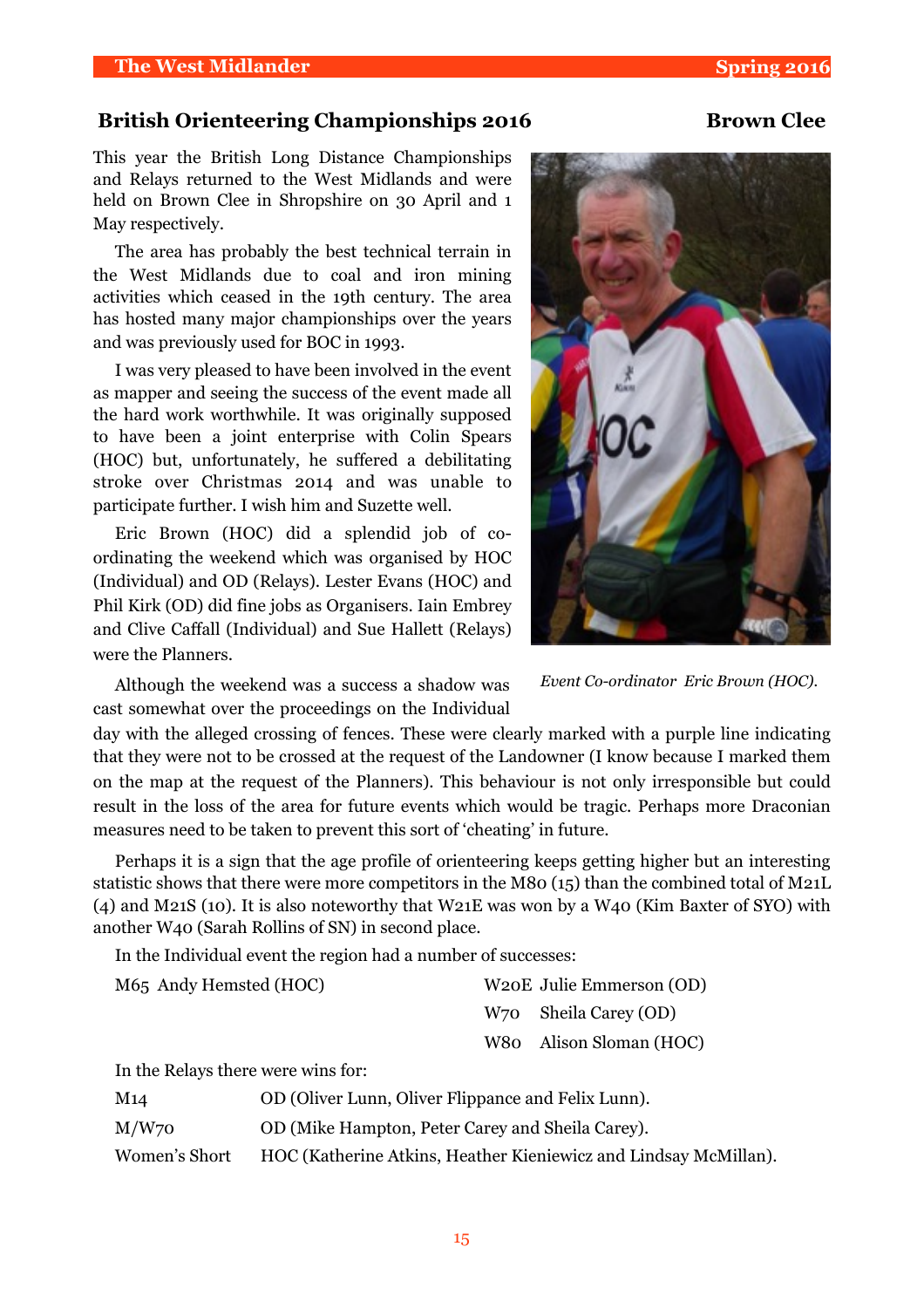## British Orienteering Championships 2016 — Brown Clee

This year the British Long Distance Championships and Relays returned to the West Midlands and were held on Brown Clee in Shropshire on 30 April and 1 May respectively.

The area has probably the best technical terrain in the West Midlands due to coal and iron mining activities which ceased in the 19th century. The area has hosted many major championships over the years and was previously used for BOC in 1993.

I was very pleased to have been involved in the event as mapper and seeing the success of the event made all the hard work worthwhile. It was originally supposed to have been a joint enterprise with Colin Spears (HOC) but, unfortunately, he suffered a debilitating stroke over Christmas 2014 and was unable to participate further. I wish him and Suzette well.

Eric Brown (HOC) did a splendid job of co-ordinating the weekend which was organised by HOC (Individual) and OD (Relays). Lester Evans (HOC) and Phil Kirk (OD) did fine jobs as Organisers. Iain Embrey and Clive Caffall (Individual) and Sue Hallett (Relays) were the Planners.

*Event Co-ordinator Eric Brown (HOC).*

Although the weekend was a success a shadow was cast somewhat over the proceedings on the Individual day with the alleged crossing of fences. These were clearly marked with a purple line indicating that they were not to be crossed at the request of the Landowner (I know because I marked them on the map at the request of the Planners). This behaviour is not only irresponsible but could result in the loss of the area for future events which would be tragic. Perhaps more Draconian measures need to be taken to prevent this sort of 'cheating' in future.

Perhaps it is a sign that the age profile of orienteering keeps getting higher but an interesting statistic shows that there were more competitors in the M80 (15) than the combined total of M21L (4) and M21S (10). It is also noteworthy that W21E was won by a W40 (Kim Baxter of SYO) with another W40 (Sarah Rollins of SN) in second place.

In the Individual event the region had a number of successes:

- M65 Andy Hemsted (HOC)
- W20E Julie Emmerson (OD)
- W70 Sheila Carey (OD)
- W80 Alison Sloman (HOC)

In the Relays there were wins for:

| | |
|---|---|
| M14 | OD (Oliver Lunn, Oliver Flippance and Felix Lunn). |
| M/W70 | OD (Mike Hampton, Peter Carey and Sheila Carey). |
| Women's Short | HOC (Katherine Atkins, Heather Kieniewicz and Lindsay McMillan). |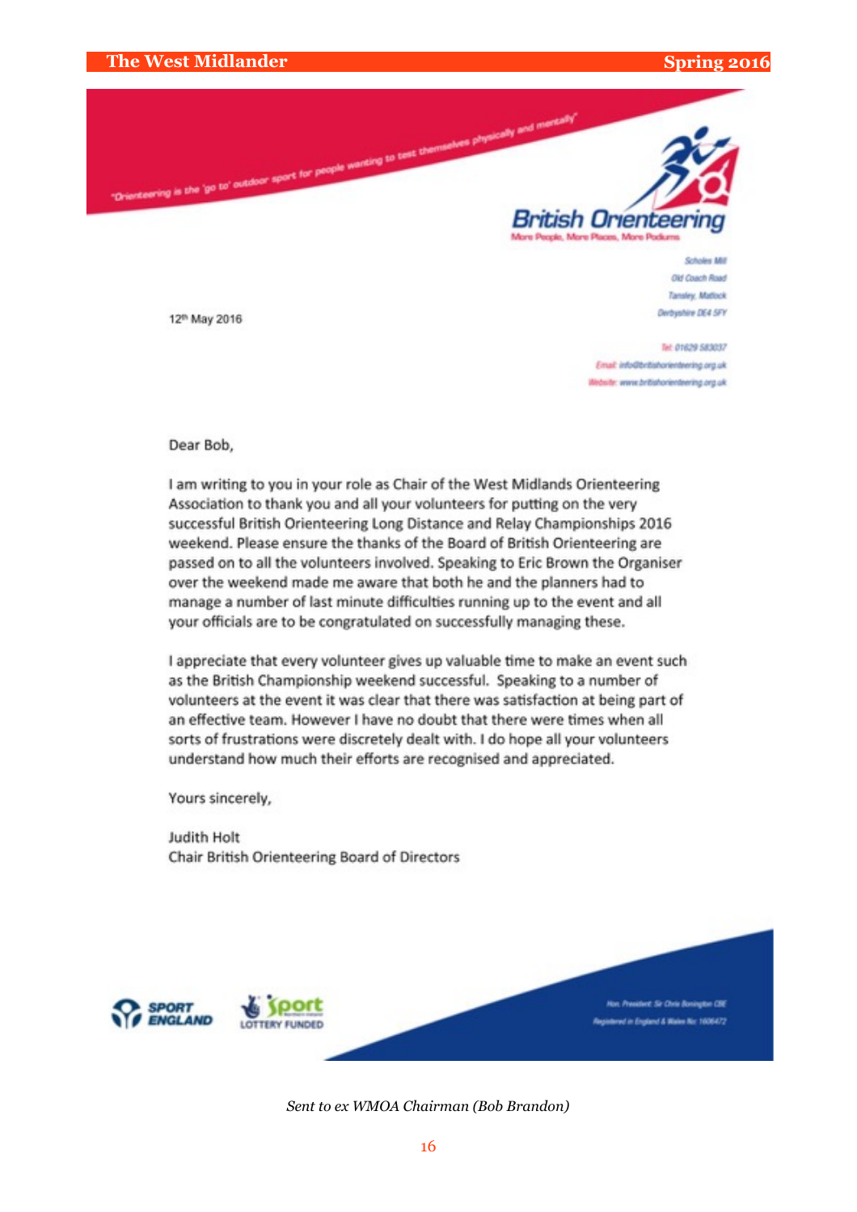"Orienteering is the 'go to' outdoor sport for people wanting to test themselves physically and mentally"

**British Orienteering**
More People, More Places, More Podiums

Scholes Mill
Old Coach Road
Tansley, Matlock
Derbyshire DE4 5FY

Tel: 01629 583037
Email: info@britishorienteering.org.uk
Website: www.britishorienteering.org.uk

12th May 2016

Dear Bob,

I am writing to you in your role as Chair of the West Midlands Orienteering Association to thank you and all your volunteers for putting on the very successful British Orienteering Long Distance and Relay Championships 2016 weekend. Please ensure the thanks of the Board of British Orienteering are passed on to all the volunteers involved. Speaking to Eric Brown the Organiser over the weekend made me aware that both he and the planners had to manage a number of last minute difficulties running up to the event and all your officials are to be congratulated on successfully managing these.

I appreciate that every volunteer gives up valuable time to make an event such as the British Championship weekend successful. Speaking to a number of volunteers at the event it was clear that there was satisfaction at being part of an effective team. However I have no doubt that there were times when all sorts of frustrations were discretely dealt with. I do hope all your volunteers understand how much their efforts are recognised and appreciated.

Yours sincerely,

Judith Holt
Chair British Orienteering Board of Directors

SPORT ENGLAND — Sport Lottery Funded

Hon. President: Sir Chris Bonington CBE
Registered in England & Wales No: 1606472

*Sent to ex WMOA Chairman (Bob Brandon)*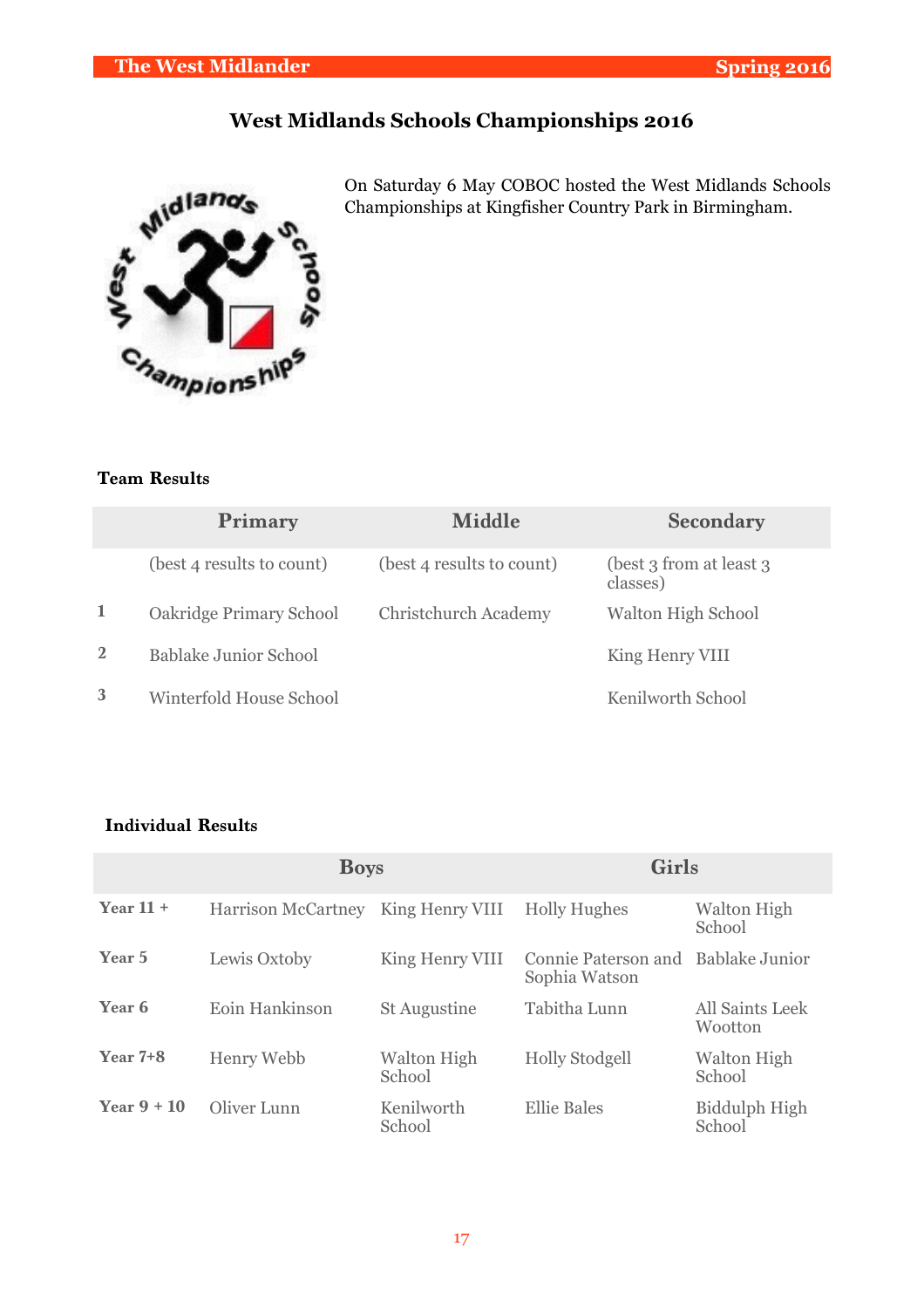## West Midlands Schools Championships 2016

On Saturday 6 May COBOC hosted the West Midlands Schools Championships at Kingfisher Country Park in Birmingham.

**Team Results**

| | Primary | Middle | Secondary |
|---|---|---|---|
| | (best 4 results to count) | (best 4 results to count) | (best 3 from at least 3 classes) |
| 1 | Oakridge Primary School | Christchurch Academy | Walton High School |
| 2 | Bablake Junior School | | King Henry VIII |
| 3 | Winterfold House School | | Kenilworth School |

**Individual Results**

| | Boys | | Girls | |
|---|---|---|---|---|
| Year 11 + | Harrison McCartney | King Henry VIII | Holly Hughes | Walton High School |
| Year 5 | Lewis Oxtoby | King Henry VIII | Connie Paterson and Sophia Watson | Bablake Junior |
| Year 6 | Eoin Hankinson | St Augustine | Tabitha Lunn | All Saints Leek Wootton |
| Year 7+8 | Henry Webb | Walton High School | Holly Stodgell | Walton High School |
| Year 9 + 10 | Oliver Lunn | Kenilworth School | Ellie Bales | Biddulph High School |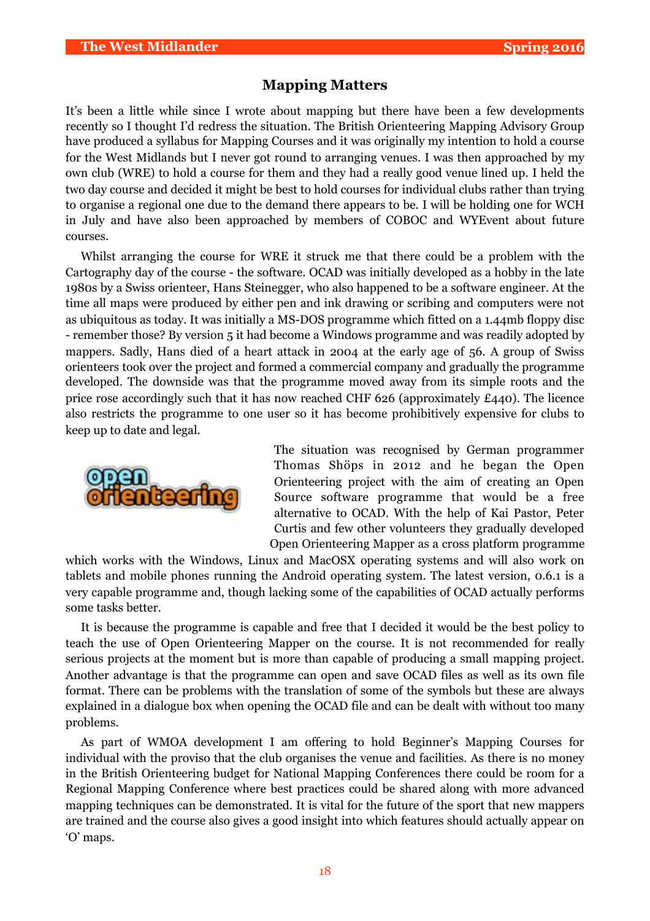## Mapping Matters

It's been a little while since I wrote about mapping but there have been a few developments recently so I thought I'd redress the situation. The British Orienteering Mapping Advisory Group have produced a syllabus for Mapping Courses and it was originally my intention to hold a course for the West Midlands but I never got round to arranging venues. I was then approached by my own club (WRE) to hold a course for them and they had a really good venue lined up. I held the two day course and decided it might be best to hold courses for individual clubs rather than trying to organise a regional one due to the demand there appears to be. I will be holding one for WCH in July and have also been approached by members of COBOC and WYEvent about future courses.

Whilst arranging the course for WRE it struck me that there could be a problem with the Cartography day of the course - the software. OCAD was initially developed as a hobby in the late 1980s by a Swiss orienteer, Hans Steinegger, who also happened to be a software engineer. At the time all maps were produced by either pen and ink drawing or scribing and computers were not as ubiquitous as today. It was initially a MS-DOS programme which fitted on a 1.44mb floppy disc - remember those? By version 5 it had become a Windows programme and was readily adopted by mappers. Sadly, Hans died of a heart attack in 2004 at the early age of 56. A group of Swiss orienteers took over the project and formed a commercial company and gradually the programme developed. The downside was that the programme moved away from its simple roots and the price rose accordingly such that it has now reached CHF 626 (approximately £440). The licence also restricts the programme to one user so it has become prohibitively expensive for clubs to keep up to date and legal.

The situation was recognised by German programmer Thomas Shöps in 2012 and he began the Open Orienteering project with the aim of creating an Open Source software programme that would be a free alternative to OCAD. With the help of Kai Pastor, Peter Curtis and few other volunteers they gradually developed Open Orienteering Mapper as a cross platform programme which works with the Windows, Linux and MacOSX operating systems and will also work on tablets and mobile phones running the Android operating system. The latest version, 0.6.1 is a very capable programme and, though lacking some of the capabilities of OCAD actually performs some tasks better.

It is because the programme is capable and free that I decided it would be the best policy to teach the use of Open Orienteering Mapper on the course. It is not recommended for really serious projects at the moment but is more than capable of producing a small mapping project. Another advantage is that the programme can open and save OCAD files as well as its own file format. There can be problems with the translation of some of the symbols but these are always explained in a dialogue box when opening the OCAD file and can be dealt with without too many problems.

As part of WMOA development I am offering to hold Beginner's Mapping Courses for individual with the proviso that the club organises the venue and facilities. As there is no money in the British Orienteering budget for National Mapping Conferences there could be room for a Regional Mapping Conference where best practices could be shared along with more advanced mapping techniques can be demonstrated. It is vital for the future of the sport that new mappers are trained and the course also gives a good insight into which features should actually appear on 'O' maps.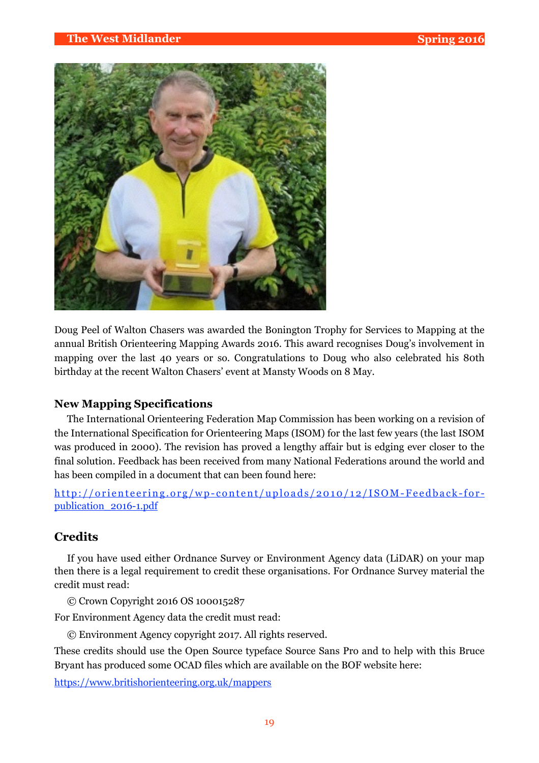Doug Peel of Walton Chasers was awarded the Bonington Trophy for Services to Mapping at the annual British Orienteering Mapping Awards 2016. This award recognises Doug's involvement in mapping over the last 40 years or so. Congratulations to Doug who also celebrated his 80th birthday at the recent Walton Chasers' event at Mansty Woods on 8 May.

### New Mapping Specifications

The International Orienteering Federation Map Commission has been working on a revision of the International Specification for Orienteering Maps (ISOM) for the last few years (the last ISOM was produced in 2000). The revision has proved a lengthy affair but is edging ever closer to the final solution. Feedback has been received from many National Federations around the world and has been compiled in a document that can been found here:

http://orienteering.org/wp-content/uploads/2010/12/ISOM-Feedback-for-publication_2016-1.pdf

## Credits

If you have used either Ordnance Survey or Environment Agency data (LiDAR) on your map then there is a legal requirement to credit these organisations. For Ordnance Survey material the credit must read:

© Crown Copyright 2016 OS 100015287

For Environment Agency data the credit must read:

© Environment Agency copyright 2017. All rights reserved.

These credits should use the Open Source typeface Source Sans Pro and to help with this Bruce Bryant has produced some OCAD files which are available on the BOF website here:

https://www.britishorienteering.org.uk/mappers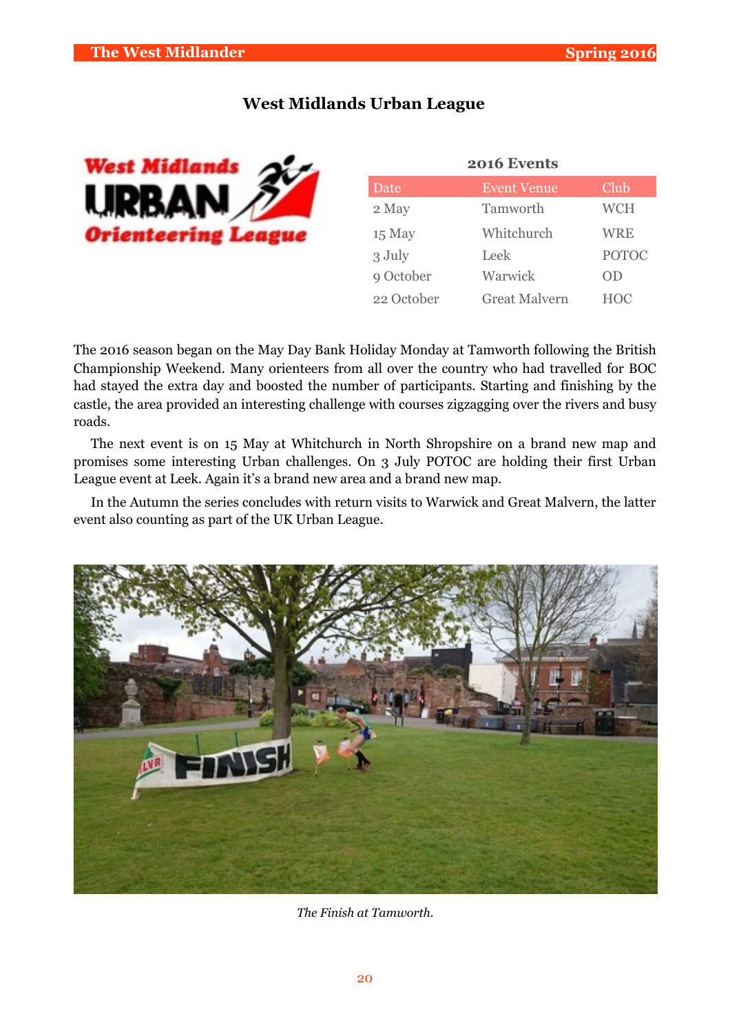## West Midlands Urban League

**2016 Events**

| Date | Event Venue | Club |
|---|---|---|
| 2 May | Tamworth | WCH |
| 15 May | Whitchurch | WRE |
| 3 July | Leek | POTOC |
| 9 October | Warwick | OD |
| 22 October | Great Malvern | HOC |

The 2016 season began on the May Day Bank Holiday Monday at Tamworth following the British Championship Weekend. Many orienteers from all over the country who had travelled for BOC had stayed the extra day and boosted the number of participants. Starting and finishing by the castle, the area provided an interesting challenge with courses zigzagging over the rivers and busy roads.

The next event is on 15 May at Whitchurch in North Shropshire on a brand new map and promises some interesting Urban challenges. On 3 July POTOC are holding their first Urban League event at Leek. Again it's a brand new area and a brand new map.

In the Autumn the series concludes with return visits to Warwick and Great Malvern, the latter event also counting as part of the UK Urban League.

*The Finish at Tamworth.*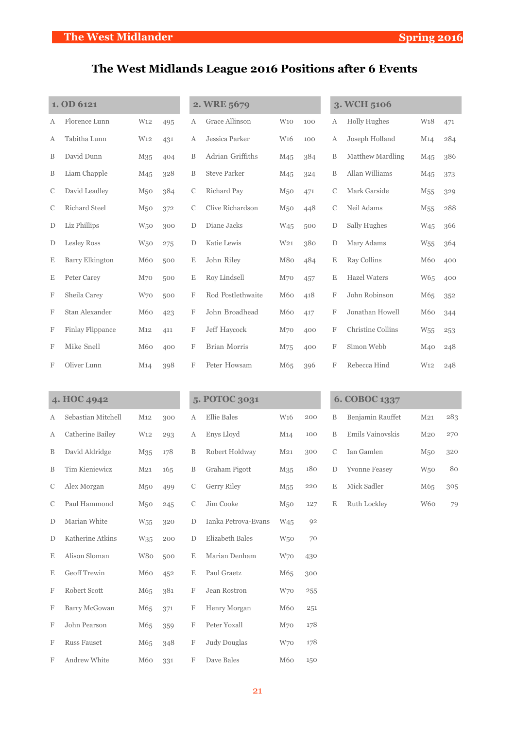# The West Midlands League 2016 Positions after 6 Events

## 1. OD 6121

| | | | |
|---|---|---|---|
| A | Florence Lunn | W12 | 495 |
| A | Tabitha Lunn | W12 | 431 |
| B | David Dunn | M35 | 404 |
| B | Liam Chapple | M45 | 328 |
| C | David Leadley | M50 | 384 |
| C | Richard Steel | M50 | 372 |
| D | Liz Phillips | W50 | 300 |
| D | Lesley Ross | W50 | 275 |
| E | Barry Elkington | M60 | 500 |
| E | Peter Carey | M70 | 500 |
| F | Sheila Carey | W70 | 500 |
| F | Stan Alexander | M60 | 423 |
| F | Finlay Flippance | M12 | 411 |
| F | Mike Snell | M60 | 400 |
| F | Oliver Lunn | M14 | 398 |

## 2. WRE 5679

| | | | |
|---|---|---|---|
| A | Grace Allinson | W10 | 100 |
| A | Jessica Parker | W16 | 100 |
| B | Adrian Griffiths | M45 | 384 |
| B | Steve Parker | M45 | 324 |
| C | Richard Pay | M50 | 471 |
| C | Clive Richardson | M50 | 448 |
| D | Diane Jacks | W45 | 500 |
| D | Katie Lewis | W21 | 380 |
| E | John Riley | M80 | 484 |
| E | Roy Lindsell | M70 | 457 |
| F | Rod Postlethwaite | M60 | 418 |
| F | John Broadhead | M60 | 417 |
| F | Jeff Haycock | M70 | 400 |
| F | Brian Morris | M75 | 400 |
| F | Peter Howsam | M65 | 396 |

## 3. WCH 5106

| | | | |
|---|---|---|---|
| A | Holly Hughes | W18 | 471 |
| A | Joseph Holland | M14 | 284 |
| B | Matthew Mardling | M45 | 386 |
| B | Allan Williams | M45 | 373 |
| C | Mark Garside | M55 | 329 |
| C | Neil Adams | M55 | 288 |
| D | Sally Hughes | W45 | 366 |
| D | Mary Adams | W55 | 364 |
| E | Ray Collins | M60 | 400 |
| E | Hazel Waters | W65 | 400 |
| F | John Robinson | M65 | 352 |
| F | Jonathan Howell | M60 | 344 |
| F | Christine Collins | W55 | 253 |
| F | Simon Webb | M40 | 248 |
| F | Rebecca Hind | W12 | 248 |

## 4. HOC 4942

| | | | |
|---|---|---|---|
| A | Sebastian Mitchell | M12 | 300 |
| A | Catherine Bailey | W12 | 293 |
| B | David Aldridge | M35 | 178 |
| B | Tim Kieniewicz | M21 | 165 |
| C | Alex Morgan | M50 | 499 |
| C | Paul Hammond | M50 | 245 |
| D | Marian White | W55 | 320 |
| D | Katherine Atkins | W35 | 200 |
| E | Alison Sloman | W80 | 500 |
| E | Geoff Trewin | M60 | 452 |
| F | Robert Scott | M65 | 381 |
| F | Barry McGowan | M65 | 371 |
| F | John Pearson | M65 | 359 |
| F | Russ Fauset | M65 | 348 |
| F | Andrew White | M60 | 331 |

## 5. POTOC 3031

| | | | |
|---|---|---|---|
| A | Ellie Bales | W16 | 200 |
| A | Enys Lloyd | M14 | 100 |
| B | Robert Holdway | M21 | 300 |
| B | Graham Pigott | M35 | 180 |
| C | Gerry Riley | M55 | 220 |
| C | Jim Cooke | M50 | 127 |
| D | Ianka Petrova-Evans | W45 | 92 |
| D | Elizabeth Bales | W50 | 70 |
| E | Marian Denham | W70 | 430 |
| E | Paul Graetz | M65 | 300 |
| F | Jean Rostron | W70 | 255 |
| F | Henry Morgan | M60 | 251 |
| F | Peter Yoxall | M70 | 178 |
| F | Judy Douglas | W70 | 178 |
| F | Dave Bales | M60 | 150 |

## 6. COBOC 1337

| | | | |
|---|---|---|---|
| B | Benjamin Rauffet | M21 | 283 |
| B | Emils Vainovskis | M20 | 270 |
| C | Ian Gamlen | M50 | 320 |
| D | Yvonne Feasey | W50 | 80 |
| E | Mick Sadler | M65 | 305 |
| E | Ruth Lockley | W60 | 79 |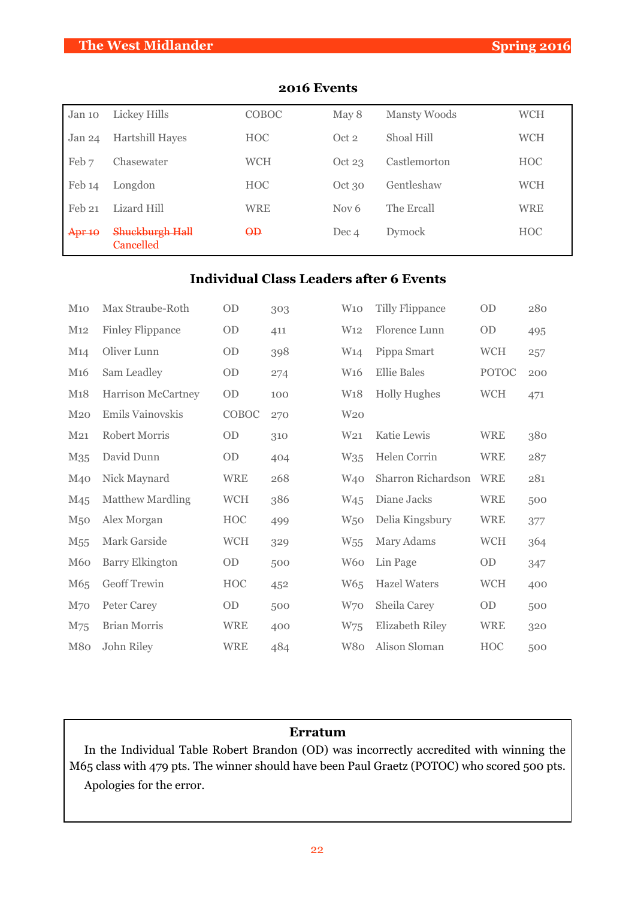## 2016 Events

| | | | | | |
|---|---|---|---|---|---|
| Jan 10 | Lickey Hills | COBOC | May 8 | Mansty Woods | WCH |
| Jan 24 | Hartshill Hayes | HOC | Oct 2 | Shoal Hill | WCH |
| Feb 7 | Chasewater | WCH | Oct 23 | Castlemorton | HOC |
| Feb 14 | Longdon | HOC | Oct 30 | Gentleshaw | WCH |
| Feb 21 | Lizard Hill | WRE | Nov 6 | The Ercall | WRE |
| ~~Apr 10~~ | ~~Shuckburgh Hall~~ Cancelled | ~~OD~~ | Dec 4 | Dymock | HOC |

## Individual Class Leaders after 6 Events

| | | | | | | | |
|---|---|---|---|---|---|---|---|
| M10 | Max Straube-Roth | OD | 303 | W10 | Tilly Flippance | OD | 280 |
| M12 | Finley Flippance | OD | 411 | W12 | Florence Lunn | OD | 495 |
| M14 | Oliver Lunn | OD | 398 | W14 | Pippa Smart | WCH | 257 |
| M16 | Sam Leadley | OD | 274 | W16 | Ellie Bales | POTOC | 200 |
| M18 | Harrison McCartney | OD | 100 | W18 | Holly Hughes | WCH | 471 |
| M20 | Emils Vainovskis | COBOC | 270 | W20 | | | |
| M21 | Robert Morris | OD | 310 | W21 | Katie Lewis | WRE | 380 |
| M35 | David Dunn | OD | 404 | W35 | Helen Corrin | WRE | 287 |
| M40 | Nick Maynard | WRE | 268 | W40 | Sharron Richardson | WRE | 281 |
| M45 | Matthew Mardling | WCH | 386 | W45 | Diane Jacks | WRE | 500 |
| M50 | Alex Morgan | HOC | 499 | W50 | Delia Kingsbury | WRE | 377 |
| M55 | Mark Garside | WCH | 329 | W55 | Mary Adams | WCH | 364 |
| M60 | Barry Elkington | OD | 500 | W60 | Lin Page | OD | 347 |
| M65 | Geoff Trewin | HOC | 452 | W65 | Hazel Waters | WCH | 400 |
| M70 | Peter Carey | OD | 500 | W70 | Sheila Carey | OD | 500 |
| M75 | Brian Morris | WRE | 400 | W75 | Elizabeth Riley | WRE | 320 |
| M80 | John Riley | WRE | 484 | W80 | Alison Sloman | HOC | 500 |

### Erratum

In the Individual Table Robert Brandon (OD) was incorrectly accredited with winning the M65 class with 479 pts. The winner should have been Paul Graetz (POTOC) who scored 500 pts.

Apologies for the error.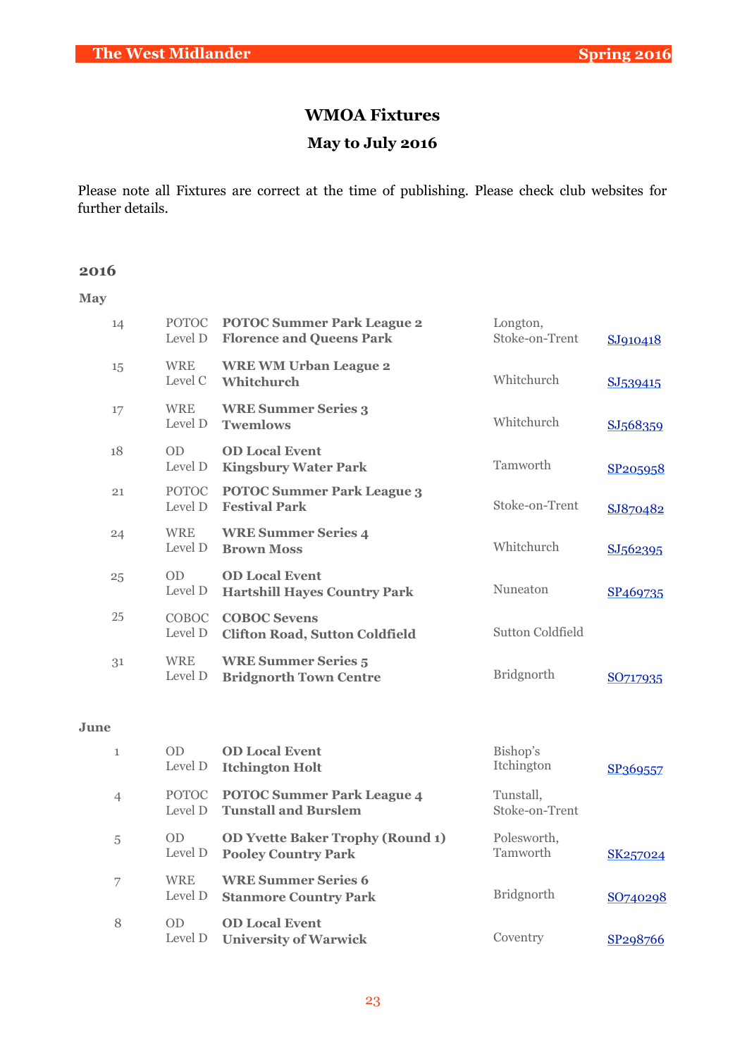# WMOA Fixtures

## May to July 2016

Please note all Fixtures are correct at the time of publishing. Please check club websites for further details.

### 2016

#### May

| Date | Club / Level | Event | Location | Grid Ref |
|---|---|---|---|---|
| 14 | POTOC Level D | **POTOC Summer Park League 2 Florence and Queens Park** | Longton, Stoke-on-Trent | SJ910418 |
| 15 | WRE Level C | **WRE WM Urban League 2 Whitchurch** | Whitchurch | SJ539415 |
| 17 | WRE Level D | **WRE Summer Series 3 Twemlows** | Whitchurch | SJ568359 |
| 18 | OD Level D | **OD Local Event Kingsbury Water Park** | Tamworth | SP205958 |
| 21 | POTOC Level D | **POTOC Summer Park League 3 Festival Park** | Stoke-on-Trent | SJ870482 |
| 24 | WRE Level D | **WRE Summer Series 4 Brown Moss** | Whitchurch | SJ562395 |
| 25 | OD Level D | **OD Local Event Hartshill Hayes Country Park** | Nuneaton | SP469735 |
| 25 | COBOC Level D | **COBOC Sevens Clifton Road, Sutton Coldfield** | Sutton Coldfield | |
| 31 | WRE Level D | **WRE Summer Series 5 Bridgnorth Town Centre** | Bridgnorth | SO717935 |

#### June

| Date | Club / Level | Event | Location | Grid Ref |
|---|---|---|---|---|
| 1 | OD Level D | **OD Local Event Itchington Holt** | Bishop's Itchington | SP369557 |
| 4 | POTOC Level D | **POTOC Summer Park League 4 Tunstall and Burslem** | Tunstall, Stoke-on-Trent | |
| 5 | OD Level D | **OD Yvette Baker Trophy (Round 1) Pooley Country Park** | Polesworth, Tamworth | SK257024 |
| 7 | WRE Level D | **WRE Summer Series 6 Stanmore Country Park** | Bridgnorth | SO740298 |
| 8 | OD Level D | **OD Local Event University of Warwick** | Coventry | SP298766 |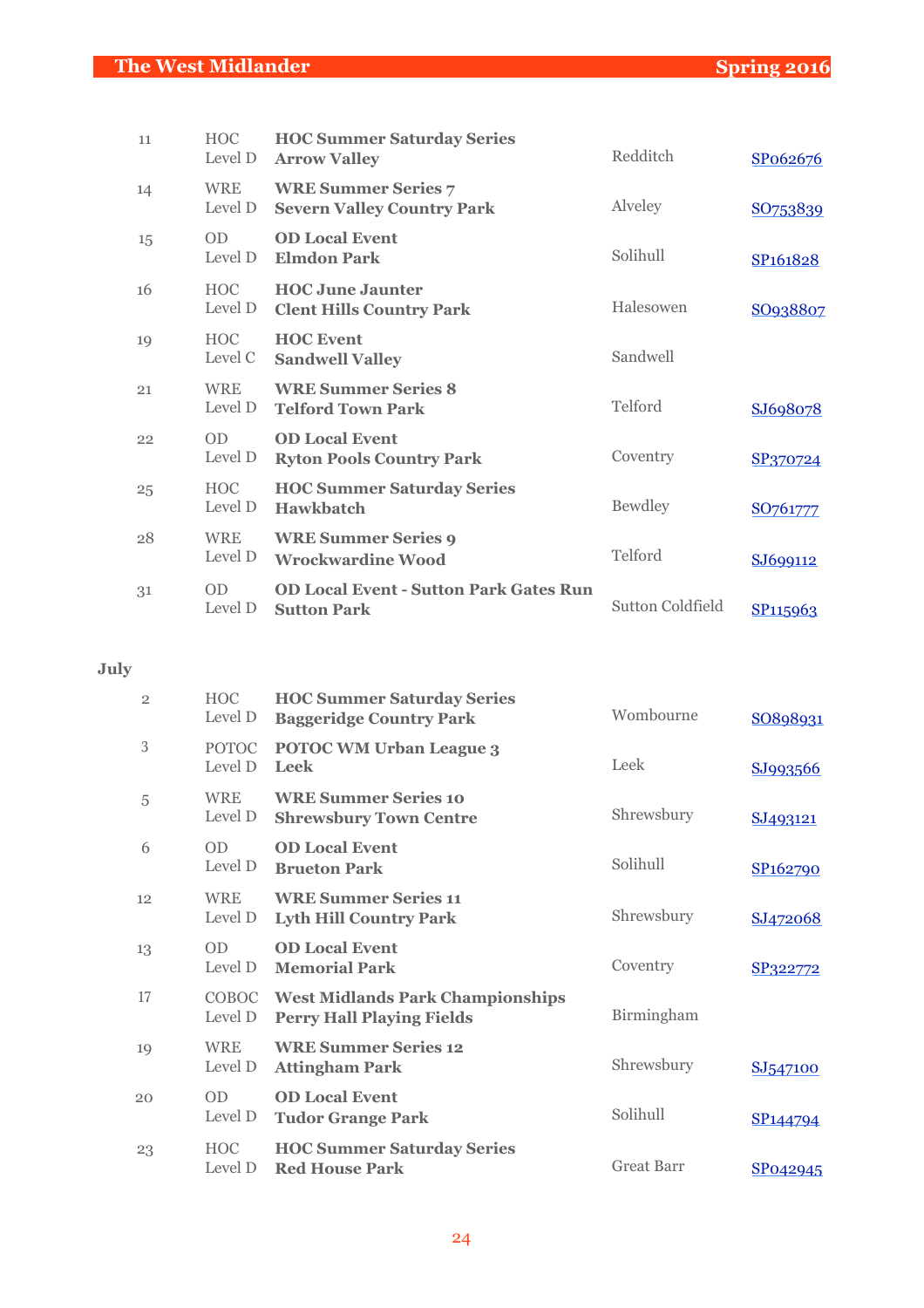| | | | | |
|---|---|---|---|---|
| 11 | HOC Level D | **HOC Summer Saturday Series Arrow Valley** | Redditch | SP062676 |
| 14 | WRE Level D | **WRE Summer Series 7 Severn Valley Country Park** | Alveley | SO753839 |
| 15 | OD Level D | **OD Local Event Elmdon Park** | Solihull | SP161828 |
| 16 | HOC Level D | **HOC June Jaunter Clent Hills Country Park** | Halesowen | SO938807 |
| 19 | HOC Level C | **HOC Event Sandwell Valley** | Sandwell | |
| 21 | WRE Level D | **WRE Summer Series 8 Telford Town Park** | Telford | SJ698078 |
| 22 | OD Level D | **OD Local Event Ryton Pools Country Park** | Coventry | SP370724 |
| 25 | HOC Level D | **HOC Summer Saturday Series Hawkbatch** | Bewdley | SO761777 |
| 28 | WRE Level D | **WRE Summer Series 9 Wrockwardine Wood** | Telford | SJ699112 |
| 31 | OD Level D | **OD Local Event - Sutton Park Gates Run Sutton Park** | Sutton Coldfield | SP115963 |

**July**

| | | | | |
|---|---|---|---|---|
| 2 | HOC Level D | **HOC Summer Saturday Series Baggeridge Country Park** | Wombourne | SO898931 |
| 3 | POTOC Level D | **POTOC WM Urban League 3 Leek** | Leek | SJ993566 |
| 5 | WRE Level D | **WRE Summer Series 10 Shrewsbury Town Centre** | Shrewsbury | SJ493121 |
| 6 | OD Level D | **OD Local Event Brueton Park** | Solihull | SP162790 |
| 12 | WRE Level D | **WRE Summer Series 11 Lyth Hill Country Park** | Shrewsbury | SJ472068 |
| 13 | OD Level D | **OD Local Event Memorial Park** | Coventry | SP322772 |
| 17 | COBOC Level D | **West Midlands Park Championships Perry Hall Playing Fields** | Birmingham | |
| 19 | WRE Level D | **WRE Summer Series 12 Attingham Park** | Shrewsbury | SJ547100 |
| 20 | OD Level D | **OD Local Event Tudor Grange Park** | Solihull | SP144794 |
| 23 | HOC Level D | **HOC Summer Saturday Series Red House Park** | Great Barr | SP042945 |